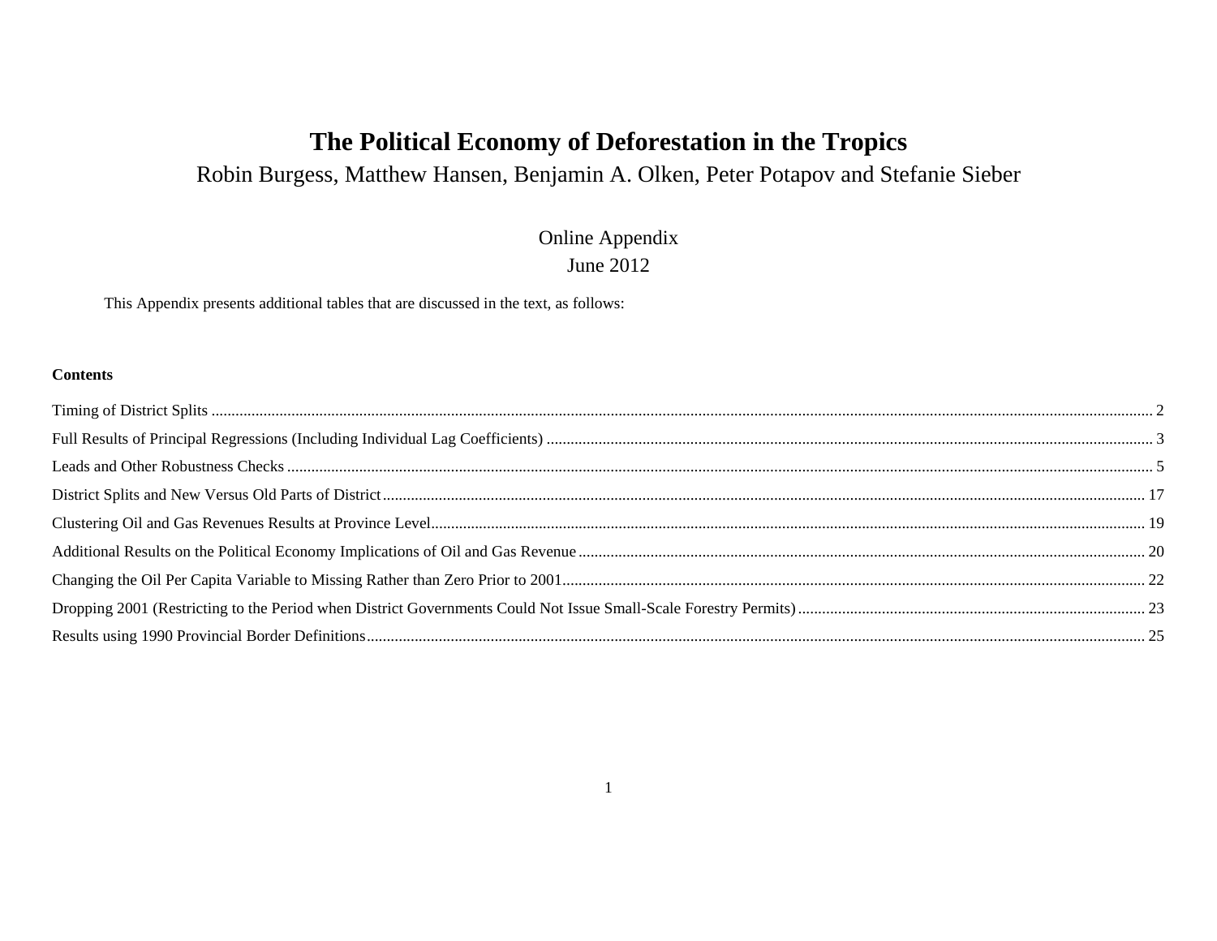# The Political Economy of Deforestation in the Tropics

Robin Burgess, Matthew Hansen, Benjamin A. Olken, Peter Potapov and Stefanie Sieber

Online Appendix

June 2012

This Appendix presents additional tables that are discussed in the text, as follows:

**Contents**

Timing of District Splits ........................................................................ 2

Full Results of Principal Regressions (Including Individual Lag Coefficients) ........................................................................ 3

Leads and Other Robustness Checks ........................................................................ 5

District Splits and New Versus Old Parts of District ........................................................................ 17

Clustering Oil and Gas Revenues Results at Province Level ........................................................................ 19

Additional Results on the Political Economy Implications of Oil and Gas Revenue ........................................................................ 20

Changing the Oil Per Capita Variable to Missing Rather than Zero Prior to 2001 ........................................................................ 22

Dropping 2001 (Restricting to the Period when District Governments Could Not Issue Small-Scale Forestry Permits) ........................................................................ 23

Results using 1990 Provincial Border Definitions ........................................................................ 25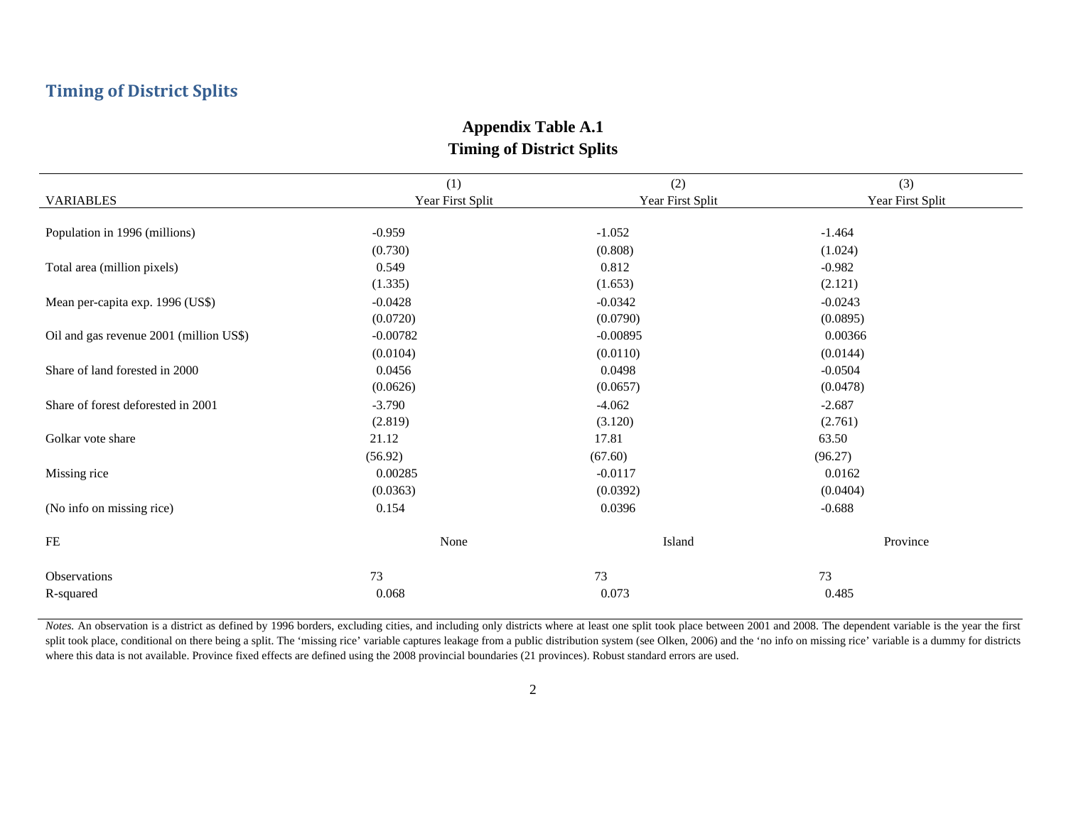## Timing of District Splits

**Appendix Table A.1**
**Timing of District Splits**

| VARIABLES | (1)<br>Year First Split | (2)<br>Year First Split | (3)<br>Year First Split |
|---|---|---|---|
| Population in 1996 (millions) | -0.959 | -1.052 | -1.464 |
| | (0.730) | (0.808) | (1.024) |
| Total area (million pixels) | 0.549 | 0.812 | -0.982 |
| | (1.335) | (1.653) | (2.121) |
| Mean per-capita exp. 1996 (US$) | -0.0428 | -0.0342 | -0.0243 |
| | (0.0720) | (0.0790) | (0.0895) |
| Oil and gas revenue 2001 (million US$) | -0.00782 | -0.00895 | 0.00366 |
| | (0.0104) | (0.0110) | (0.0144) |
| Share of land forested in 2000 | 0.0456 | 0.0498 | -0.0504 |
| | (0.0626) | (0.0657) | (0.0478) |
| Share of forest deforested in 2001 | -3.790 | -4.062 | -2.687 |
| | (2.819) | (3.120) | (2.761) |
| Golkar vote share | 21.12 | 17.81 | 63.50 |
| | (56.92) | (67.60) | (96.27) |
| Missing rice | 0.00285 | -0.0117 | 0.0162 |
| | (0.0363) | (0.0392) | (0.0404) |
| (No info on missing rice) | 0.154 | 0.0396 | -0.688 |
| FE | None | Island | Province |
| Observations | 73 | 73 | 73 |
| R-squared | 0.068 | 0.073 | 0.485 |

*Notes.* An observation is a district as defined by 1996 borders, excluding cities, and including only districts where at least one split took place between 2001 and 2008. The dependent variable is the year the first split took place, conditional on there being a split. The 'missing rice' variable captures leakage from a public distribution system (see Olken, 2006) and the 'no info on missing rice' variable is a dummy for districts where this data is not available. Province fixed effects are defined using the 2008 provincial boundaries (21 provinces). Robust standard errors are used.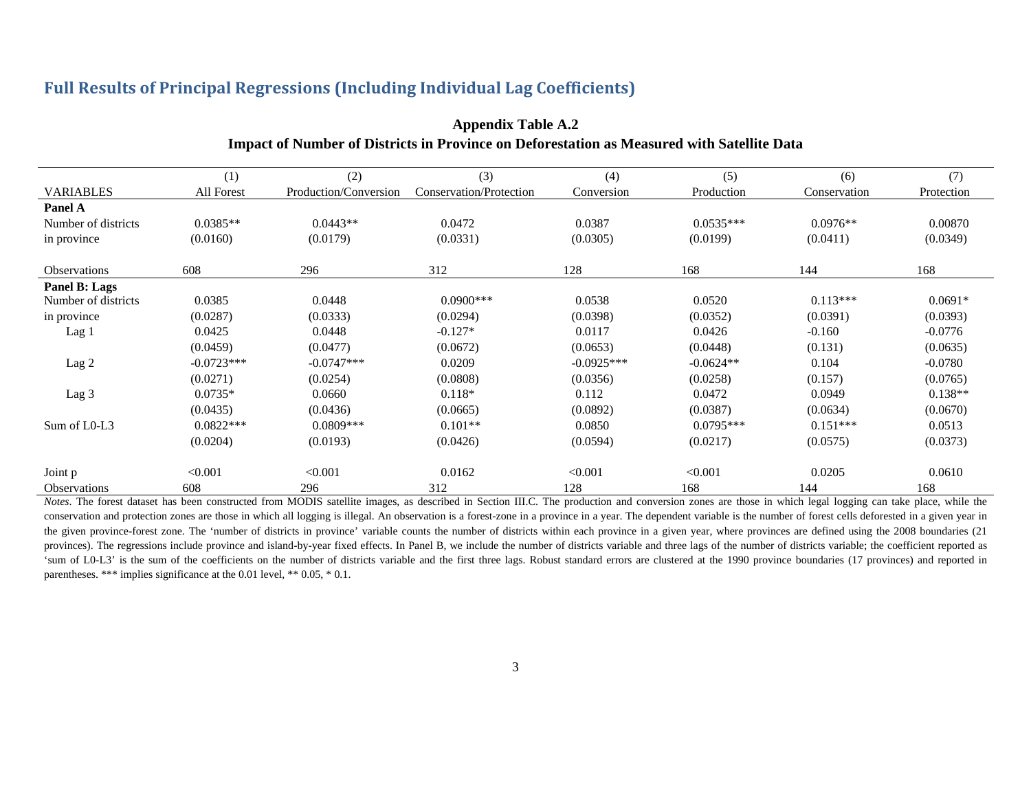## Full Results of Principal Regressions (Including Individual Lag Coefficients)

**Appendix Table A.2**

**Impact of Number of Districts in Province on Deforestation as Measured with Satellite Data**

| | (1) | (2) | (3) | (4) | (5) | (6) | (7) |
|---|---|---|---|---|---|---|---|
| VARIABLES | All Forest | Production/Conversion | Conservation/Protection | Conversion | Production | Conservation | Protection |
| **Panel A** | | | | | | | |
| Number of districts | 0.0385** | 0.0443** | 0.0472 | 0.0387 | 0.0535*** | 0.0976** | 0.00870 |
| in province | (0.0160) | (0.0179) | (0.0331) | (0.0305) | (0.0199) | (0.0411) | (0.0349) |
| | | | | | | | |
| Observations | 608 | 296 | 312 | 128 | 168 | 144 | 168 |
| **Panel B: Lags** | | | | | | | |
| Number of districts | 0.0385 | 0.0448 | 0.0900*** | 0.0538 | 0.0520 | 0.113*** | 0.0691* |
| in province | (0.0287) | (0.0333) | (0.0294) | (0.0398) | (0.0352) | (0.0391) | (0.0393) |
| Lag 1 | 0.0425 | 0.0448 | -0.127* | 0.0117 | 0.0426 | -0.160 | -0.0776 |
| | (0.0459) | (0.0477) | (0.0672) | (0.0653) | (0.0448) | (0.131) | (0.0635) |
| Lag 2 | -0.0723*** | -0.0747*** | 0.0209 | -0.0925*** | -0.0624** | 0.104 | -0.0780 |
| | (0.0271) | (0.0254) | (0.0808) | (0.0356) | (0.0258) | (0.157) | (0.0765) |
| Lag 3 | 0.0735* | 0.0660 | 0.118* | 0.112 | 0.0472 | 0.0949 | 0.138** |
| | (0.0435) | (0.0436) | (0.0665) | (0.0892) | (0.0387) | (0.0634) | (0.0670) |
| Sum of L0-L3 | 0.0822*** | 0.0809*** | 0.101** | 0.0850 | 0.0795*** | 0.151*** | 0.0513 |
| | (0.0204) | (0.0193) | (0.0426) | (0.0594) | (0.0217) | (0.0575) | (0.0373) |
| | | | | | | | |
| Joint p | <0.001 | <0.001 | 0.0162 | <0.001 | <0.001 | 0.0205 | 0.0610 |
| Observations | 608 | 296 | 312 | 128 | 168 | 144 | 168 |

*Notes*. The forest dataset has been constructed from MODIS satellite images, as described in Section III.C. The production and conversion zones are those in which legal logging can take place, while the conservation and protection zones are those in which all logging is illegal. An observation is a forest-zone in a province in a year. The dependent variable is the number of forest cells deforested in a given year in the given province-forest zone. The 'number of districts in province' variable counts the number of districts within each province in a given year, where provinces are defined using the 2008 boundaries (21 provinces). The regressions include province and island-by-year fixed effects. In Panel B, we include the number of districts variable and three lags of the number of districts variable; the coefficient reported as 'sum of L0-L3' is the sum of the coefficients on the number of districts variable and the first three lags. Robust standard errors are clustered at the 1990 province boundaries (17 provinces) and reported in parentheses. *** implies significance at the 0.01 level, ** 0.05, * 0.1.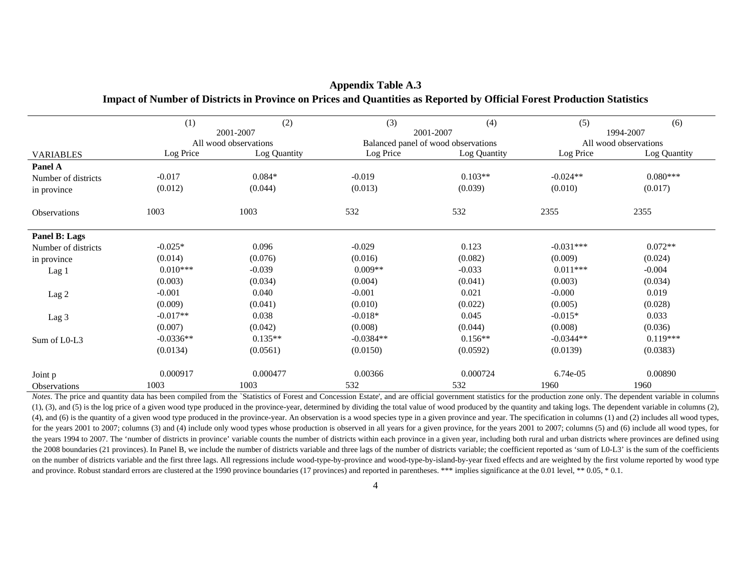## Appendix Table A.3

### Impact of Number of Districts in Province on Prices and Quantities as Reported by Official Forest Production Statistics

| | (1) | (2) | (3) | (4) | (5) | (6) |
|---|---|---|---|---|---|---|
| | 2001-2007 | | 2001-2007 | | 1994-2007 | |
| | All wood observations | | Balanced panel of wood observations | | All wood observations | |
| VARIABLES | Log Price | Log Quantity | Log Price | Log Quantity | Log Price | Log Quantity |
| **Panel A** | | | | | | |
| Number of districts | -0.017 | 0.084* | -0.019 | 0.103** | -0.024** | 0.080*** |
| in province | (0.012) | (0.044) | (0.013) | (0.039) | (0.010) | (0.017) |
| Observations | 1003 | 1003 | 532 | 532 | 2355 | 2355 |
| **Panel B: Lags** | | | | | | |
| Number of districts | -0.025* | 0.096 | -0.029 | 0.123 | -0.031*** | 0.072** |
| in province | (0.014) | (0.076) | (0.016) | (0.082) | (0.009) | (0.024) |
| Lag 1 | 0.010*** | -0.039 | 0.009** | -0.033 | 0.011*** | -0.004 |
| | (0.003) | (0.034) | (0.004) | (0.041) | (0.003) | (0.034) |
| Lag 2 | -0.001 | 0.040 | -0.001 | 0.021 | -0.000 | 0.019 |
| | (0.009) | (0.041) | (0.010) | (0.022) | (0.005) | (0.028) |
| Lag 3 | -0.017** | 0.038 | -0.018* | 0.045 | -0.015* | 0.033 |
| | (0.007) | (0.042) | (0.008) | (0.044) | (0.008) | (0.036) |
| Sum of L0-L3 | -0.0336** | 0.135** | -0.0384** | 0.156** | -0.0344** | 0.119*** |
| | (0.0134) | (0.0561) | (0.0150) | (0.0592) | (0.0139) | (0.0383) |
| Joint p | 0.000917 | 0.000477 | 0.00366 | 0.000724 | 6.74e-05 | 0.00890 |
| Observations | 1003 | 1003 | 532 | 532 | 1960 | 1960 |

*Notes*. The price and quantity data has been compiled from the `Statistics of Forest and Concession Estate', and are official government statistics for the production zone only. The dependent variable in columns (1), (3), and (5) is the log price of a given wood type produced in the province-year, determined by dividing the total value of wood produced by the quantity and taking logs. The dependent variable in columns (2), (4), and (6) is the quantity of a given wood type produced in the province-year. An observation is a wood species type in a given province and year. The specification in columns (1) and (2) includes all wood types, for the years 2001 to 2007; columns (3) and (4) include only wood types whose production is observed in all years for a given province, for the years 2001 to 2007; columns (5) and (6) include all wood types, for the years 1994 to 2007. The 'number of districts in province' variable counts the number of districts within each province in a given year, including both rural and urban districts where provinces are defined using the 2008 boundaries (21 provinces). In Panel B, we include the number of districts variable and three lags of the number of districts variable; the coefficient reported as 'sum of L0-L3' is the sum of the coefficients on the number of districts variable and the first three lags. All regressions include wood-type-by-province and wood-type-by-island-by-year fixed effects and are weighted by the first volume reported by wood type and province. Robust standard errors are clustered at the 1990 province boundaries (17 provinces) and reported in parentheses. *** implies significance at the 0.01 level, ** 0.05, * 0.1.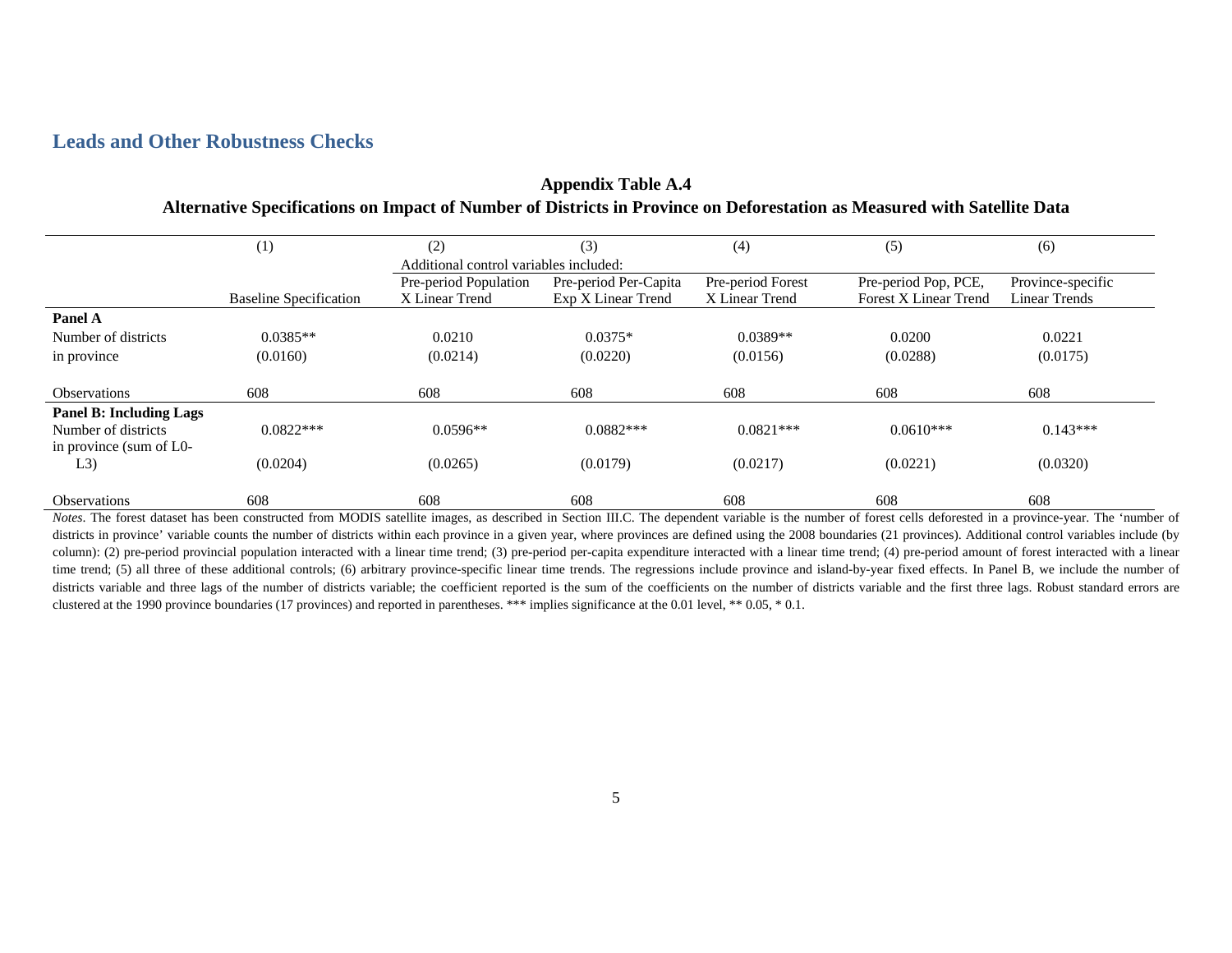## Leads and Other Robustness Checks

**Appendix Table A.4**

**Alternative Specifications on Impact of Number of Districts in Province on Deforestation as Measured with Satellite Data**

| | (1) | (2) | (3) | (4) | (5) | (6) |
|---|---|---|---|---|---|---|
| | | Additional control variables included: | | | | |
| | Baseline Specification | Pre-period Population X Linear Trend | Pre-period Per-Capita Exp X Linear Trend | Pre-period Forest X Linear Trend | Pre-period Pop, PCE, Forest X Linear Trend | Province-specific Linear Trends |
| **Panel A** | | | | | | |
| Number of districts in province | 0.0385** | 0.0210 | 0.0375* | 0.0389** | 0.0200 | 0.0221 |
| | (0.0160) | (0.0214) | (0.0220) | (0.0156) | (0.0288) | (0.0175) |
| Observations | 608 | 608 | 608 | 608 | 608 | 608 |
| **Panel B: Including Lags** | | | | | | |
| Number of districts in province (sum of L0-L3) | 0.0822*** | 0.0596** | 0.0882*** | 0.0821*** | 0.0610*** | 0.143*** |
| | (0.0204) | (0.0265) | (0.0179) | (0.0217) | (0.0221) | (0.0320) |
| Observations | 608 | 608 | 608 | 608 | 608 | 608 |

*Notes*. The forest dataset has been constructed from MODIS satellite images, as described in Section III.C. The dependent variable is the number of forest cells deforested in a province-year. The 'number of districts in province' variable counts the number of districts within each province in a given year, where provinces are defined using the 2008 boundaries (21 provinces). Additional control variables include (by column): (2) pre-period provincial population interacted with a linear time trend; (3) pre-period per-capita expenditure interacted with a linear time trend; (4) pre-period amount of forest interacted with a linear time trend; (5) all three of these additional controls; (6) arbitrary province-specific linear time trends. The regressions include province and island-by-year fixed effects. In Panel B, we include the number of districts variable and three lags of the number of districts variable; the coefficient reported is the sum of the coefficients on the number of districts variable and the first three lags. Robust standard errors are clustered at the 1990 province boundaries (17 provinces) and reported in parentheses. *** implies significance at the 0.01 level, ** 0.05, * 0.1.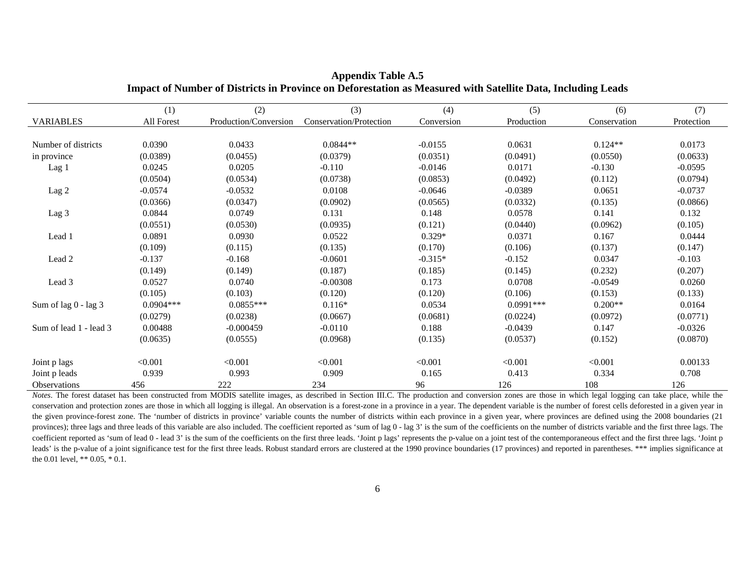**Appendix Table A.5**
**Impact of Number of Districts in Province on Deforestation as Measured with Satellite Data, Including Leads**

| VARIABLES | (1) All Forest | (2) Production/Conversion | (3) Conservation/Protection | (4) Conversion | (5) Production | (6) Conservation | (7) Protection |
|---|---|---|---|---|---|---|---|
| Number of districts in province | 0.0390 | 0.0433 | 0.0844** | -0.0155 | 0.0631 | 0.124** | 0.0173 |
| | (0.0389) | (0.0455) | (0.0379) | (0.0351) | (0.0491) | (0.0550) | (0.0633) |
| Lag 1 | 0.0245 | 0.0205 | -0.110 | -0.0146 | 0.0171 | -0.130 | -0.0595 |
| | (0.0504) | (0.0534) | (0.0738) | (0.0853) | (0.0492) | (0.112) | (0.0794) |
| Lag 2 | -0.0574 | -0.0532 | 0.0108 | -0.0646 | -0.0389 | 0.0651 | -0.0737 |
| | (0.0366) | (0.0347) | (0.0902) | (0.0565) | (0.0332) | (0.135) | (0.0866) |
| Lag 3 | 0.0844 | 0.0749 | 0.131 | 0.148 | 0.0578 | 0.141 | 0.132 |
| | (0.0551) | (0.0530) | (0.0935) | (0.121) | (0.0440) | (0.0962) | (0.105) |
| Lead 1 | 0.0891 | 0.0930 | 0.0522 | 0.329* | 0.0371 | 0.167 | 0.0444 |
| | (0.109) | (0.115) | (0.135) | (0.170) | (0.106) | (0.137) | (0.147) |
| Lead 2 | -0.137 | -0.168 | -0.0601 | -0.315* | -0.152 | 0.0347 | -0.103 |
| | (0.149) | (0.149) | (0.187) | (0.185) | (0.145) | (0.232) | (0.207) |
| Lead 3 | 0.0527 | 0.0740 | -0.00308 | 0.173 | 0.0708 | -0.0549 | 0.0260 |
| | (0.105) | (0.103) | (0.120) | (0.120) | (0.106) | (0.153) | (0.133) |
| Sum of lag 0 - lag 3 | 0.0904*** | 0.0855*** | 0.116* | 0.0534 | 0.0991*** | 0.200** | 0.0164 |
| | (0.0279) | (0.0238) | (0.0667) | (0.0681) | (0.0224) | (0.0972) | (0.0771) |
| Sum of lead 1 - lead 3 | 0.00488 | -0.000459 | -0.0110 | 0.188 | -0.0439 | 0.147 | -0.0326 |
| | (0.0635) | (0.0555) | (0.0968) | (0.135) | (0.0537) | (0.152) | (0.0870) |
| Joint p lags | <0.001 | <0.001 | <0.001 | <0.001 | <0.001 | <0.001 | 0.00133 |
| Joint p leads | 0.939 | 0.993 | 0.909 | 0.165 | 0.413 | 0.334 | 0.708 |
| Observations | 456 | 222 | 234 | 96 | 126 | 108 | 126 |

*Notes*. The forest dataset has been constructed from MODIS satellite images, as described in Section III.C. The production and conversion zones are those in which legal logging can take place, while the conservation and protection zones are those in which all logging is illegal. An observation is a forest-zone in a province in a year. The dependent variable is the number of forest cells deforested in a given year in the given province-forest zone. The 'number of districts in province' variable counts the number of districts within each province in a given year, where provinces are defined using the 2008 boundaries (21 provinces); three lags and three leads of this variable are also included. The coefficient reported as 'sum of lag 0 - lag 3' is the sum of the coefficients on the number of districts variable and the first three lags. The coefficient reported as 'sum of lead 0 - lead 3' is the sum of the coefficients on the first three leads. 'Joint p lags' represents the p-value on a joint test of the contemporaneous effect and the first three lags. 'Joint p leads' is the p-value of a joint significance test for the first three leads. Robust standard errors are clustered at the 1990 province boundaries (17 provinces) and reported in parentheses. *** implies significance at the 0.01 level, ** 0.05, * 0.1.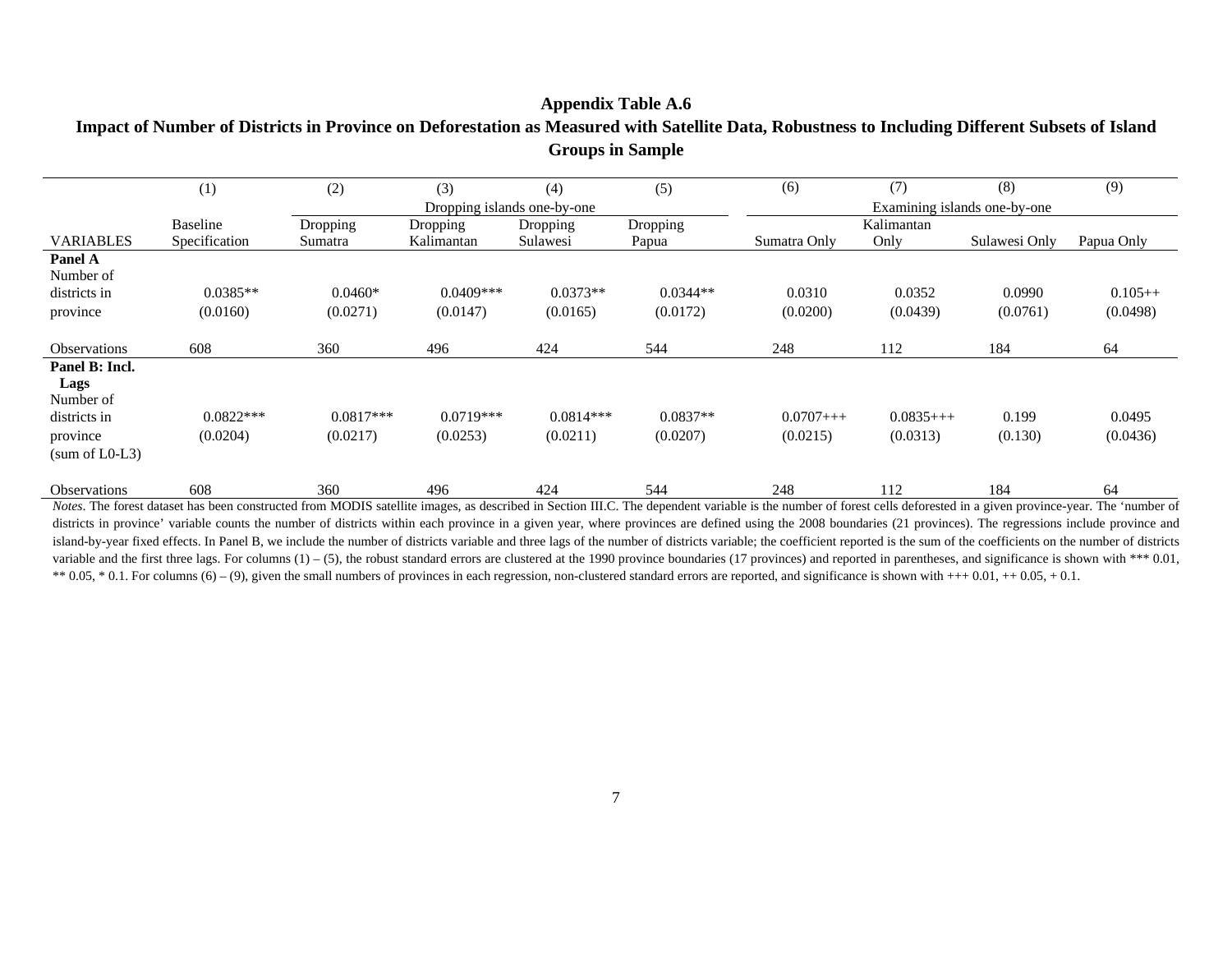**Appendix Table A.6**

**Impact of Number of Districts in Province on Deforestation as Measured with Satellite Data, Robustness to Including Different Subsets of Island Groups in Sample**

| | (1) | (2) | (3) | (4) | (5) | (6) | (7) | (8) | (9) |
|---|---|---|---|---|---|---|---|---|---|
| | | Dropping islands one-by-one | | | | Examining islands one-by-one | | | |
| VARIABLES | Baseline Specification | Dropping Sumatra | Dropping Kalimantan | Dropping Sulawesi | Dropping Papua | Sumatra Only | Kalimantan Only | Sulawesi Only | Papua Only |
| **Panel A** | | | | | | | | | |
| Number of districts in province | 0.0385** | 0.0460* | 0.0409*** | 0.0373** | 0.0344** | 0.0310 | 0.0352 | 0.0990 | 0.105++ |
| | (0.0160) | (0.0271) | (0.0147) | (0.0165) | (0.0172) | (0.0200) | (0.0439) | (0.0761) | (0.0498) |
| Observations | 608 | 360 | 496 | 424 | 544 | 248 | 112 | 184 | 64 |
| **Panel B: Incl. Lags** | | | | | | | | | |
| Number of districts in province (sum of L0-L3) | 0.0822*** | 0.0817*** | 0.0719*** | 0.0814*** | 0.0837** | 0.0707+++ | 0.0835+++ | 0.199 | 0.0495 |
| | (0.0204) | (0.0217) | (0.0253) | (0.0211) | (0.0207) | (0.0215) | (0.0313) | (0.130) | (0.0436) |
| Observations | 608 | 360 | 496 | 424 | 544 | 248 | 112 | 184 | 64 |

*Notes*. The forest dataset has been constructed from MODIS satellite images, as described in Section III.C. The dependent variable is the number of forest cells deforested in a given province-year. The 'number of districts in province' variable counts the number of districts within each province in a given year, where provinces are defined using the 2008 boundaries (21 provinces). The regressions include province and island-by-year fixed effects. In Panel B, we include the number of districts variable and three lags of the number of districts variable; the coefficient reported is the sum of the coefficients on the number of districts variable and the first three lags. For columns (1) – (5), the robust standard errors are clustered at the 1990 province boundaries (17 provinces) and reported in parentheses, and significance is shown with *** 0.01, ** 0.05, * 0.1. For columns (6) – (9), given the small numbers of provinces in each regression, non-clustered standard errors are reported, and significance is shown with +++ 0.01, ++ 0.05, + 0.1.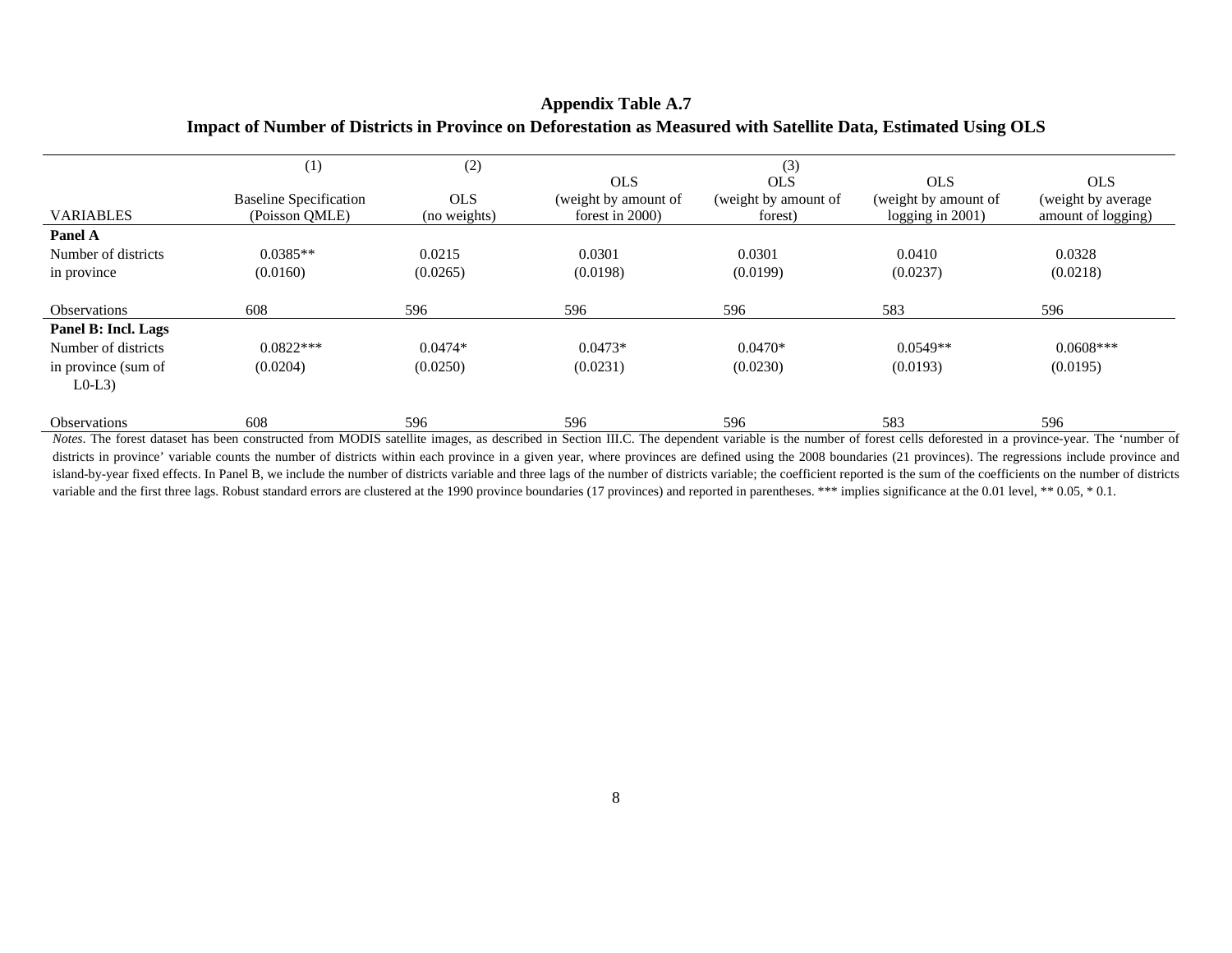**Appendix Table A.7**

**Impact of Number of Districts in Province on Deforestation as Measured with Satellite Data, Estimated Using OLS**

| | (1) | (2) | | (3) | | |
|---|---|---|---|---|---|---|
| VARIABLES | Baseline Specification (Poisson QMLE) | OLS (no weights) | OLS (weight by amount of forest in 2000) | OLS (weight by amount of forest) | OLS (weight by amount of logging in 2001) | OLS (weight by average amount of logging) |
| **Panel A** | | | | | | |
| Number of districts in province | 0.0385** | 0.0215 | 0.0301 | 0.0301 | 0.0410 | 0.0328 |
| | (0.0160) | (0.0265) | (0.0198) | (0.0199) | (0.0237) | (0.0218) |
| Observations | 608 | 596 | 596 | 596 | 583 | 596 |
| **Panel B: Incl. Lags** | | | | | | |
| Number of districts in province (sum of L0-L3) | 0.0822*** | 0.0474* | 0.0473* | 0.0470* | 0.0549** | 0.0608*** |
| | (0.0204) | (0.0250) | (0.0231) | (0.0230) | (0.0193) | (0.0195) |
| Observations | 608 | 596 | 596 | 596 | 583 | 596 |

*Notes*. The forest dataset has been constructed from MODIS satellite images, as described in Section III.C. The dependent variable is the number of forest cells deforested in a province-year. The 'number of districts in province' variable counts the number of districts within each province in a given year, where provinces are defined using the 2008 boundaries (21 provinces). The regressions include province and island-by-year fixed effects. In Panel B, we include the number of districts variable and three lags of the number of districts variable; the coefficient reported is the sum of the coefficients on the number of districts variable and the first three lags. Robust standard errors are clustered at the 1990 province boundaries (17 provinces) and reported in parentheses. *** implies significance at the 0.01 level, ** 0.05, * 0.1.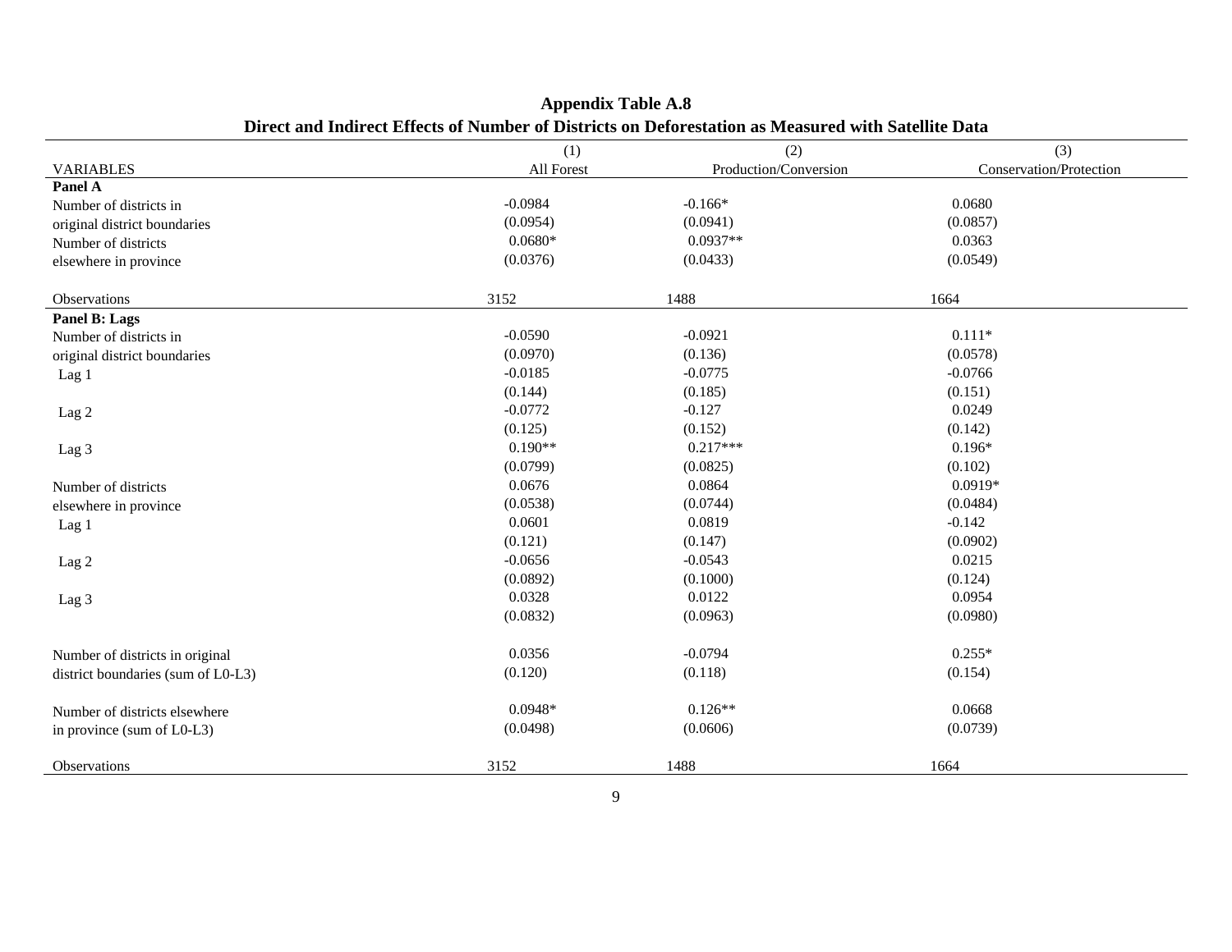**Appendix Table A.8**

**Direct and Indirect Effects of Number of Districts on Deforestation as Measured with Satellite Data**

| VARIABLES | (1) All Forest | (2) Production/Conversion | (3) Conservation/Protection |
|---|---|---|---|
| **Panel A** | | | |
| Number of districts in original district boundaries | -0.0984 | -0.166* | 0.0680 |
| | (0.0954) | (0.0941) | (0.0857) |
| Number of districts elsewhere in province | 0.0680* | 0.0937** | 0.0363 |
| | (0.0376) | (0.0433) | (0.0549) |
| Observations | 3152 | 1488 | 1664 |
| **Panel B: Lags** | | | |
| Number of districts in original district boundaries | -0.0590 | -0.0921 | 0.111* |
| | (0.0970) | (0.136) | (0.0578) |
| Lag 1 | -0.0185 | -0.0775 | -0.0766 |
| | (0.144) | (0.185) | (0.151) |
| Lag 2 | -0.0772 | -0.127 | 0.0249 |
| | (0.125) | (0.152) | (0.142) |
| Lag 3 | 0.190** | 0.217*** | 0.196* |
| | (0.0799) | (0.0825) | (0.102) |
| Number of districts elsewhere in province | 0.0676 | 0.0864 | 0.0919* |
| | (0.0538) | (0.0744) | (0.0484) |
| Lag 1 | 0.0601 | 0.0819 | -0.142 |
| | (0.121) | (0.147) | (0.0902) |
| Lag 2 | -0.0656 | -0.0543 | 0.0215 |
| | (0.0892) | (0.1000) | (0.124) |
| Lag 3 | 0.0328 | 0.0122 | 0.0954 |
| | (0.0832) | (0.0963) | (0.0980) |
| Number of districts in original district boundaries (sum of L0-L3) | 0.0356 | -0.0794 | 0.255* |
| | (0.120) | (0.118) | (0.154) |
| Number of districts elsewhere in province (sum of L0-L3) | 0.0948* | 0.126** | 0.0668 |
| | (0.0498) | (0.0606) | (0.0739) |
| Observations | 3152 | 1488 | 1664 |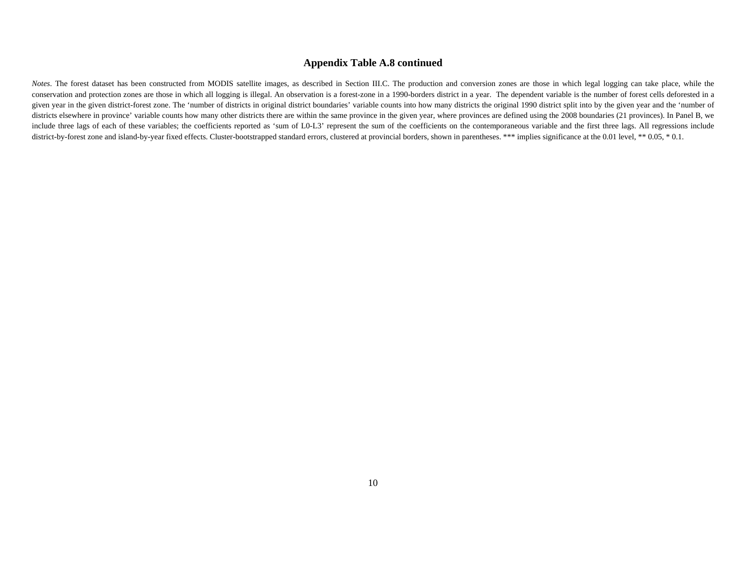## Appendix Table A.8 continued

*Notes*. The forest dataset has been constructed from MODIS satellite images, as described in Section III.C. The production and conversion zones are those in which legal logging can take place, while the conservation and protection zones are those in which all logging is illegal. An observation is a forest-zone in a 1990-borders district in a year. The dependent variable is the number of forest cells deforested in a given year in the given district-forest zone. The 'number of districts in original district boundaries' variable counts into how many districts the original 1990 district split into by the given year and the 'number of districts elsewhere in province' variable counts how many other districts there are within the same province in the given year, where provinces are defined using the 2008 boundaries (21 provinces). In Panel B, we include three lags of each of these variables; the coefficients reported as 'sum of L0-L3' represent the sum of the coefficients on the contemporaneous variable and the first three lags. All regressions include district-by-forest zone and island-by-year fixed effects. Cluster-bootstrapped standard errors, clustered at provincial borders, shown in parentheses. *** implies significance at the 0.01 level, ** 0.05, * 0.1.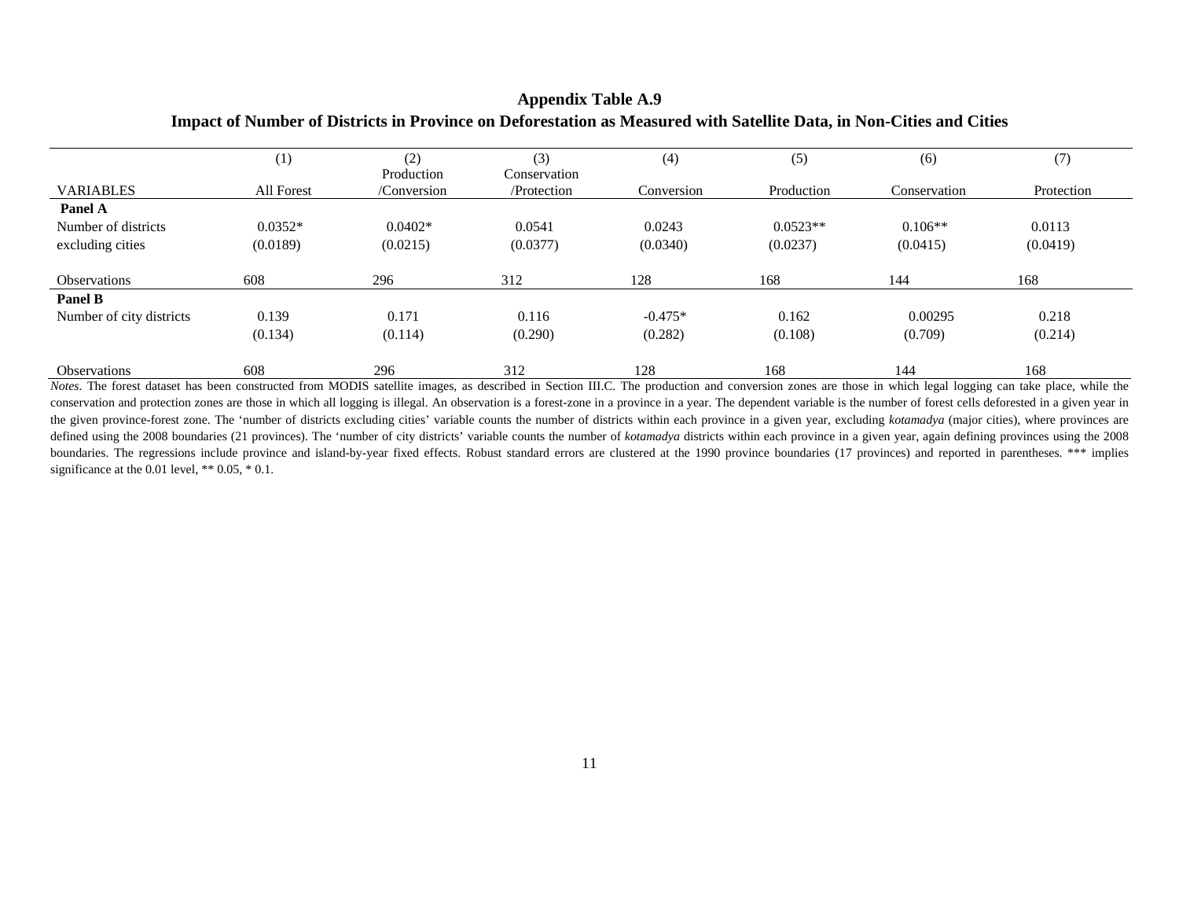**Appendix Table A.9**

**Impact of Number of Districts in Province on Deforestation as Measured with Satellite Data, in Non-Cities and Cities**

| | (1) | (2) | (3) | (4) | (5) | (6) | (7) |
|---|---|---|---|---|---|---|---|
| VARIABLES | All Forest | Production /Conversion | Conservation /Protection | Conversion | Production | Conservation | Protection |
| **Panel A** | | | | | | | |
| Number of districts | 0.0352* | 0.0402* | 0.0541 | 0.0243 | 0.0523** | 0.106** | 0.0113 |
| excluding cities | (0.0189) | (0.0215) | (0.0377) | (0.0340) | (0.0237) | (0.0415) | (0.0419) |
| Observations | 608 | 296 | 312 | 128 | 168 | 144 | 168 |
| **Panel B** | | | | | | | |
| Number of city districts | 0.139 | 0.171 | 0.116 | -0.475* | 0.162 | 0.00295 | 0.218 |
| | (0.134) | (0.114) | (0.290) | (0.282) | (0.108) | (0.709) | (0.214) |
| Observations | 608 | 296 | 312 | 128 | 168 | 144 | 168 |

*Notes*. The forest dataset has been constructed from MODIS satellite images, as described in Section III.C. The production and conversion zones are those in which legal logging can take place, while the conservation and protection zones are those in which all logging is illegal. An observation is a forest-zone in a province in a year. The dependent variable is the number of forest cells deforested in a given year in the given province-forest zone. The 'number of districts excluding cities' variable counts the number of districts within each province in a given year, excluding *kotamadya* (major cities), where provinces are defined using the 2008 boundaries (21 provinces). The 'number of city districts' variable counts the number of *kotamadya* districts within each province in a given year, again defining provinces using the 2008 boundaries. The regressions include province and island-by-year fixed effects. Robust standard errors are clustered at the 1990 province boundaries (17 provinces) and reported in parentheses. *** implies significance at the 0.01 level, ** 0.05, * 0.1.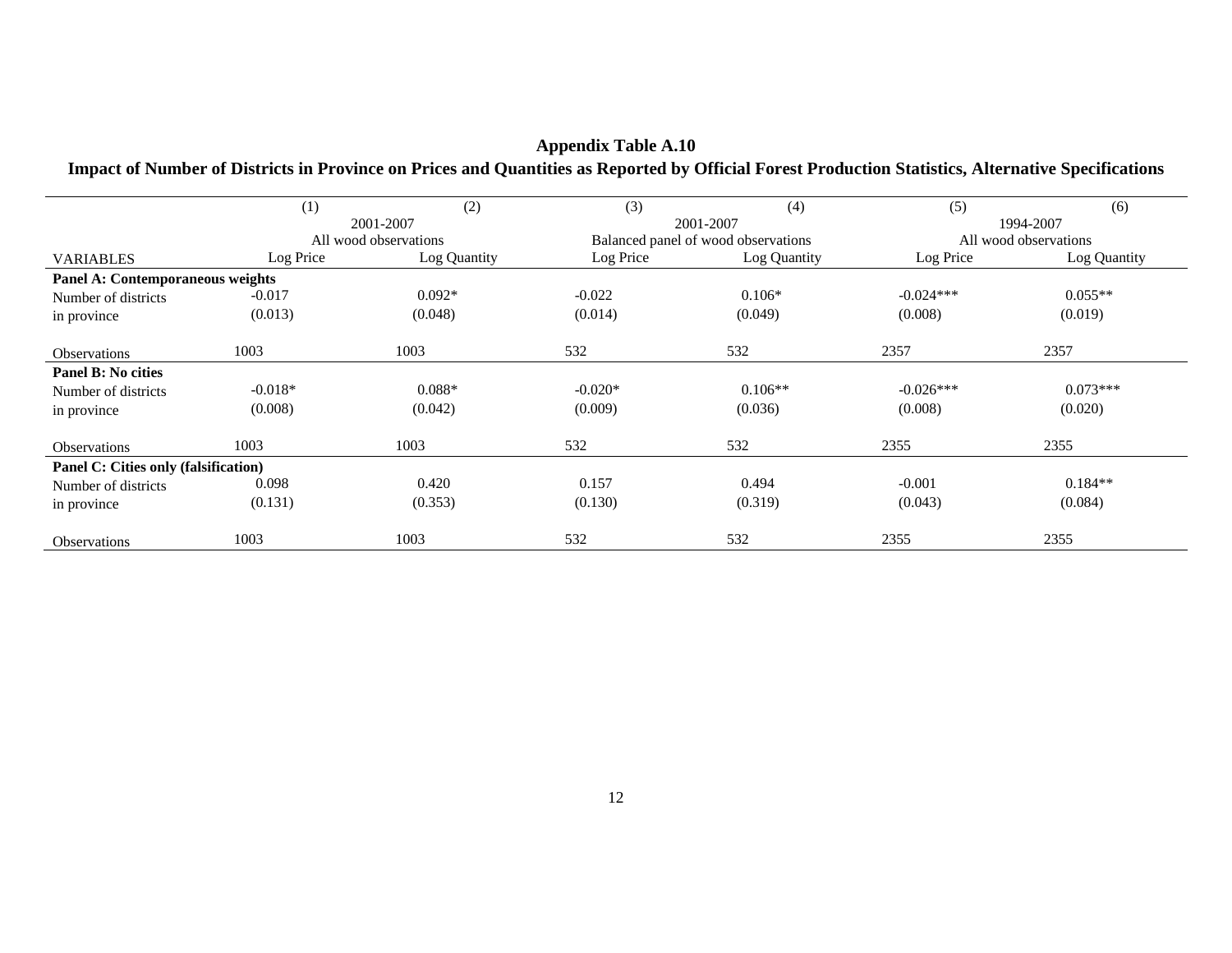**Appendix Table A.10**

**Impact of Number of Districts in Province on Prices and Quantities as Reported by Official Forest Production Statistics, Alternative Specifications**

| | (1) | (2) | (3) | (4) | (5) | (6) |
|---|---|---|---|---|---|---|
| | 2001-2007 All wood observations | | 2001-2007 Balanced panel of wood observations | | 1994-2007 All wood observations | |
| VARIABLES | Log Price | Log Quantity | Log Price | Log Quantity | Log Price | Log Quantity |
| **Panel A: Contemporaneous weights** | | | | | | |
| Number of districts | -0.017 | 0.092* | -0.022 | 0.106* | -0.024*** | 0.055** |
| in province | (0.013) | (0.048) | (0.014) | (0.049) | (0.008) | (0.019) |
| Observations | 1003 | 1003 | 532 | 532 | 2357 | 2357 |
| **Panel B: No cities** | | | | | | |
| Number of districts | -0.018* | 0.088* | -0.020* | 0.106** | -0.026*** | 0.073*** |
| in province | (0.008) | (0.042) | (0.009) | (0.036) | (0.008) | (0.020) |
| Observations | 1003 | 1003 | 532 | 532 | 2355 | 2355 |
| **Panel C: Cities only (falsification)** | | | | | | |
| Number of districts | 0.098 | 0.420 | 0.157 | 0.494 | -0.001 | 0.184** |
| in province | (0.131) | (0.353) | (0.130) | (0.319) | (0.043) | (0.084) |
| Observations | 1003 | 1003 | 532 | 532 | 2355 | 2355 |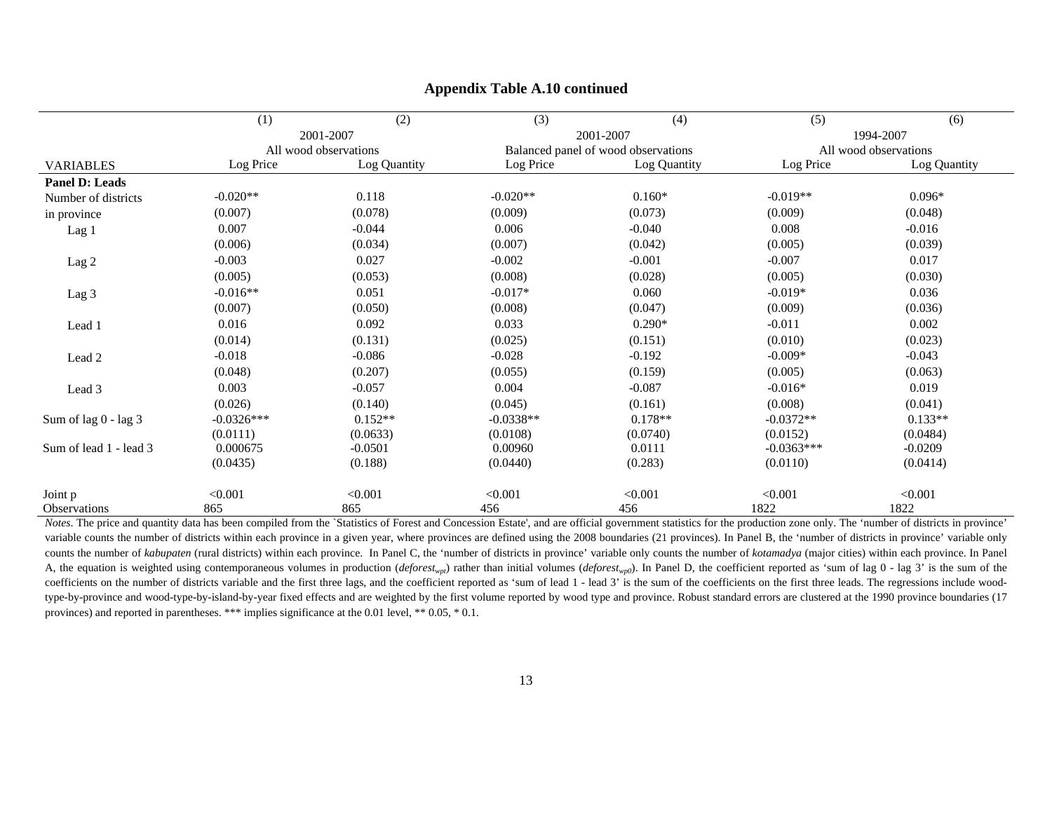## Appendix Table A.10 continued

| | (1) | (2) | (3) | (4) | (5) | (6) |
|---|---|---|---|---|---|---|
| | 2001-2007 | | 2001-2007 | | 1994-2007 | |
| | All wood observations | | Balanced panel of wood observations | | All wood observations | |
| VARIABLES | Log Price | Log Quantity | Log Price | Log Quantity | Log Price | Log Quantity |
| **Panel D: Leads** | | | | | | |
| Number of districts | -0.020** | 0.118 | -0.020** | 0.160* | -0.019** | 0.096* |
| in province | (0.007) | (0.078) | (0.009) | (0.073) | (0.009) | (0.048) |
| Lag 1 | 0.007 | -0.044 | 0.006 | -0.040 | 0.008 | -0.016 |
| | (0.006) | (0.034) | (0.007) | (0.042) | (0.005) | (0.039) |
| Lag 2 | -0.003 | 0.027 | -0.002 | -0.001 | -0.007 | 0.017 |
| | (0.005) | (0.053) | (0.008) | (0.028) | (0.005) | (0.030) |
| Lag 3 | -0.016** | 0.051 | -0.017* | 0.060 | -0.019* | 0.036 |
| | (0.007) | (0.050) | (0.008) | (0.047) | (0.009) | (0.036) |
| Lead 1 | 0.016 | 0.092 | 0.033 | 0.290* | -0.011 | 0.002 |
| | (0.014) | (0.131) | (0.025) | (0.151) | (0.010) | (0.023) |
| Lead 2 | -0.018 | -0.086 | -0.028 | -0.192 | -0.009* | -0.043 |
| | (0.048) | (0.207) | (0.055) | (0.159) | (0.005) | (0.063) |
| Lead 3 | 0.003 | -0.057 | 0.004 | -0.087 | -0.016* | 0.019 |
| | (0.026) | (0.140) | (0.045) | (0.161) | (0.008) | (0.041) |
| Sum of lag 0 - lag 3 | -0.0326*** | 0.152** | -0.0338** | 0.178** | -0.0372** | 0.133** |
| | (0.0111) | (0.0633) | (0.0108) | (0.0740) | (0.0152) | (0.0484) |
| Sum of lead 1 - lead 3 | 0.000675 | -0.0501 | 0.00960 | 0.0111 | -0.0363*** | -0.0209 |
| | (0.0435) | (0.188) | (0.0440) | (0.283) | (0.0110) | (0.0414) |
| Joint p | <0.001 | <0.001 | <0.001 | <0.001 | <0.001 | <0.001 |
| Observations | 865 | 865 | 456 | 456 | 1822 | 1822 |

*Notes*. The price and quantity data has been compiled from the `Statistics of Forest and Concession Estate', and are official government statistics for the production zone only. The 'number of districts in province' variable counts the number of districts within each province in a given year, where provinces are defined using the 2008 boundaries (21 provinces). In Panel B, the 'number of districts in province' variable only counts the number of *kabupaten* (rural districts) within each province. In Panel C, the 'number of districts in province' variable only counts the number of *kotamadya* (major cities) within each province. In Panel A, the equation is weighted using contemporaneous volumes in production ($deforest_{wpt}$) rather than initial volumes ($deforest_{wp0}$). In Panel D, the coefficient reported as 'sum of lag 0 - lag 3' is the sum of the coefficients on the number of districts variable and the first three lags, and the coefficient reported as 'sum of lead 1 - lead 3' is the sum of the coefficients on the first three leads. The regressions include wood-type-by-province and wood-type-by-island-by-year fixed effects and are weighted by the first volume reported by wood type and province. Robust standard errors are clustered at the 1990 province boundaries (17 provinces) and reported in parentheses. *** implies significance at the 0.01 level, ** 0.05, * 0.1.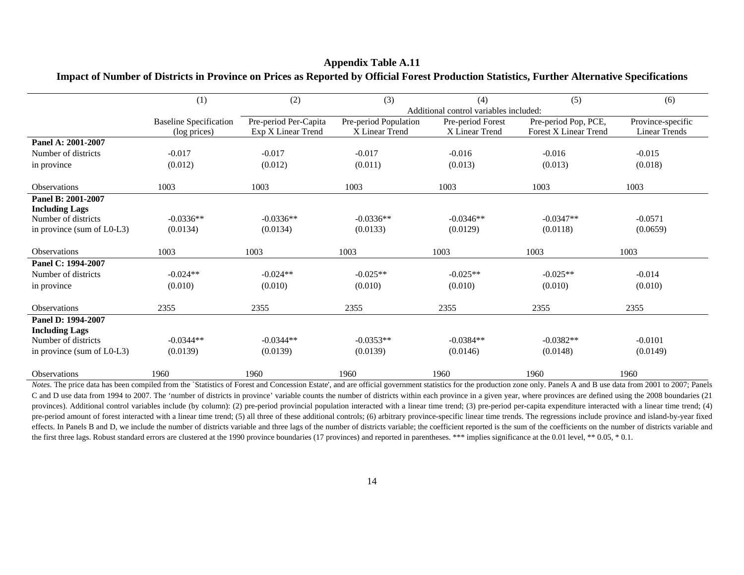**Appendix Table A.11**

**Impact of Number of Districts in Province on Prices as Reported by Official Forest Production Statistics, Further Alternative Specifications**

| | (1) | (2) | (3) | (4) | (5) | (6) |
|---|---|---|---|---|---|---|
| | | Additional control variables included: | | | | |
| | Baseline Specification (log prices) | Pre-period Per-Capita Exp X Linear Trend | Pre-period Population X Linear Trend | Pre-period Forest X Linear Trend | Pre-period Pop, PCE, Forest X Linear Trend | Province-specific Linear Trends |
| **Panel A: 2001-2007** | | | | | | |
| Number of districts | -0.017 | -0.017 | -0.017 | -0.016 | -0.016 | -0.015 |
| in province | (0.012) | (0.012) | (0.011) | (0.013) | (0.013) | (0.018) |
| Observations | 1003 | 1003 | 1003 | 1003 | 1003 | 1003 |
| **Panel B: 2001-2007 Including Lags** | | | | | | |
| Number of districts | -0.0336** | -0.0336** | -0.0336** | -0.0346** | -0.0347** | -0.0571 |
| in province (sum of L0-L3) | (0.0134) | (0.0134) | (0.0133) | (0.0129) | (0.0118) | (0.0659) |
| Observations | 1003 | 1003 | 1003 | 1003 | 1003 | 1003 |
| **Panel C: 1994-2007** | | | | | | |
| Number of districts | -0.024** | -0.024** | -0.025** | -0.025** | -0.025** | -0.014 |
| in province | (0.010) | (0.010) | (0.010) | (0.010) | (0.010) | (0.010) |
| Observations | 2355 | 2355 | 2355 | 2355 | 2355 | 2355 |
| **Panel D: 1994-2007 Including Lags** | | | | | | |
| Number of districts | -0.0344** | -0.0344** | -0.0353** | -0.0384** | -0.0382** | -0.0101 |
| in province (sum of L0-L3) | (0.0139) | (0.0139) | (0.0139) | (0.0146) | (0.0148) | (0.0149) |
| Observations | 1960 | 1960 | 1960 | 1960 | 1960 | 1960 |

*Notes*. The price data has been compiled from the `Statistics of Forest and Concession Estate', and are official government statistics for the production zone only. Panels A and B use data from 2001 to 2007; Panels C and D use data from 1994 to 2007. The 'number of districts in province' variable counts the number of districts within each province in a given year, where provinces are defined using the 2008 boundaries (21 provinces). Additional control variables include (by column): (2) pre-period provincial population interacted with a linear time trend; (3) pre-period per-capita expenditure interacted with a linear time trend; (4) pre-period amount of forest interacted with a linear time trend; (5) all three of these additional controls; (6) arbitrary province-specific linear time trends. The regressions include province and island-by-year fixed effects. In Panels B and D, we include the number of districts variable and three lags of the number of districts variable; the coefficient reported is the sum of the coefficients on the number of districts variable and the first three lags. Robust standard errors are clustered at the 1990 province boundaries (17 provinces) and reported in parentheses. *** implies significance at the 0.01 level, ** 0.05, * 0.1.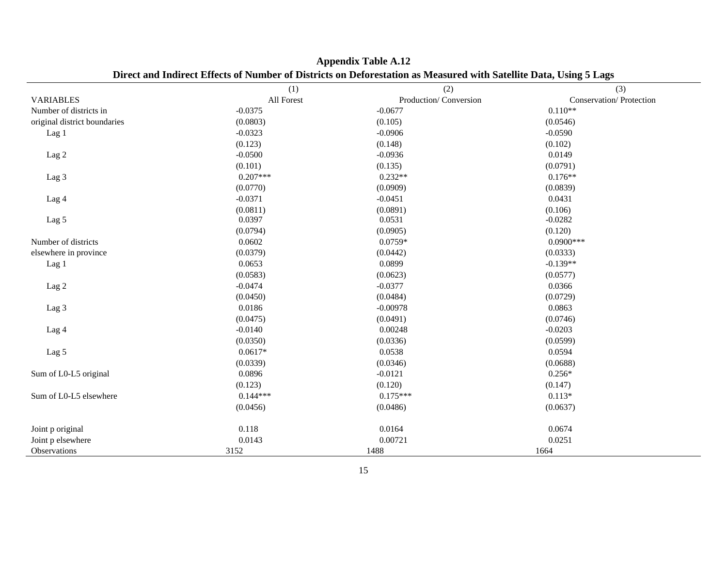**Appendix Table A.12**

**Direct and Indirect Effects of Number of Districts on Deforestation as Measured with Satellite Data, Using 5 Lags**

| | (1) | (2) | (3) |
|---|---|---|---|
| VARIABLES | All Forest | Production/ Conversion | Conservation/ Protection |
| Number of districts in | -0.0375 | -0.0677 | 0.110** |
| original district boundaries | (0.0803) | (0.105) | (0.0546) |
| Lag 1 | -0.0323 | -0.0906 | -0.0590 |
| | (0.123) | (0.148) | (0.102) |
| Lag 2 | -0.0500 | -0.0936 | 0.0149 |
| | (0.101) | (0.135) | (0.0791) |
| Lag 3 | 0.207*** | 0.232** | 0.176** |
| | (0.0770) | (0.0909) | (0.0839) |
| Lag 4 | -0.0371 | -0.0451 | 0.0431 |
| | (0.0811) | (0.0891) | (0.106) |
| Lag 5 | 0.0397 | 0.0531 | -0.0282 |
| | (0.0794) | (0.0905) | (0.120) |
| Number of districts | 0.0602 | 0.0759* | 0.0900*** |
| elsewhere in province | (0.0379) | (0.0442) | (0.0333) |
| Lag 1 | 0.0653 | 0.0899 | -0.139** |
| | (0.0583) | (0.0623) | (0.0577) |
| Lag 2 | -0.0474 | -0.0377 | 0.0366 |
| | (0.0450) | (0.0484) | (0.0729) |
| Lag 3 | 0.0186 | -0.00978 | 0.0863 |
| | (0.0475) | (0.0491) | (0.0746) |
| Lag 4 | -0.0140 | 0.00248 | -0.0203 |
| | (0.0350) | (0.0336) | (0.0599) |
| Lag 5 | 0.0617* | 0.0538 | 0.0594 |
| | (0.0339) | (0.0346) | (0.0688) |
| Sum of L0-L5 original | 0.0896 | -0.0121 | 0.256* |
| | (0.123) | (0.120) | (0.147) |
| Sum of L0-L5 elsewhere | 0.144*** | 0.175*** | 0.113* |
| | (0.0456) | (0.0486) | (0.0637) |
| Joint p original | 0.118 | 0.0164 | 0.0674 |
| Joint p elsewhere | 0.0143 | 0.00721 | 0.0251 |
| Observations | 3152 | 1488 | 1664 |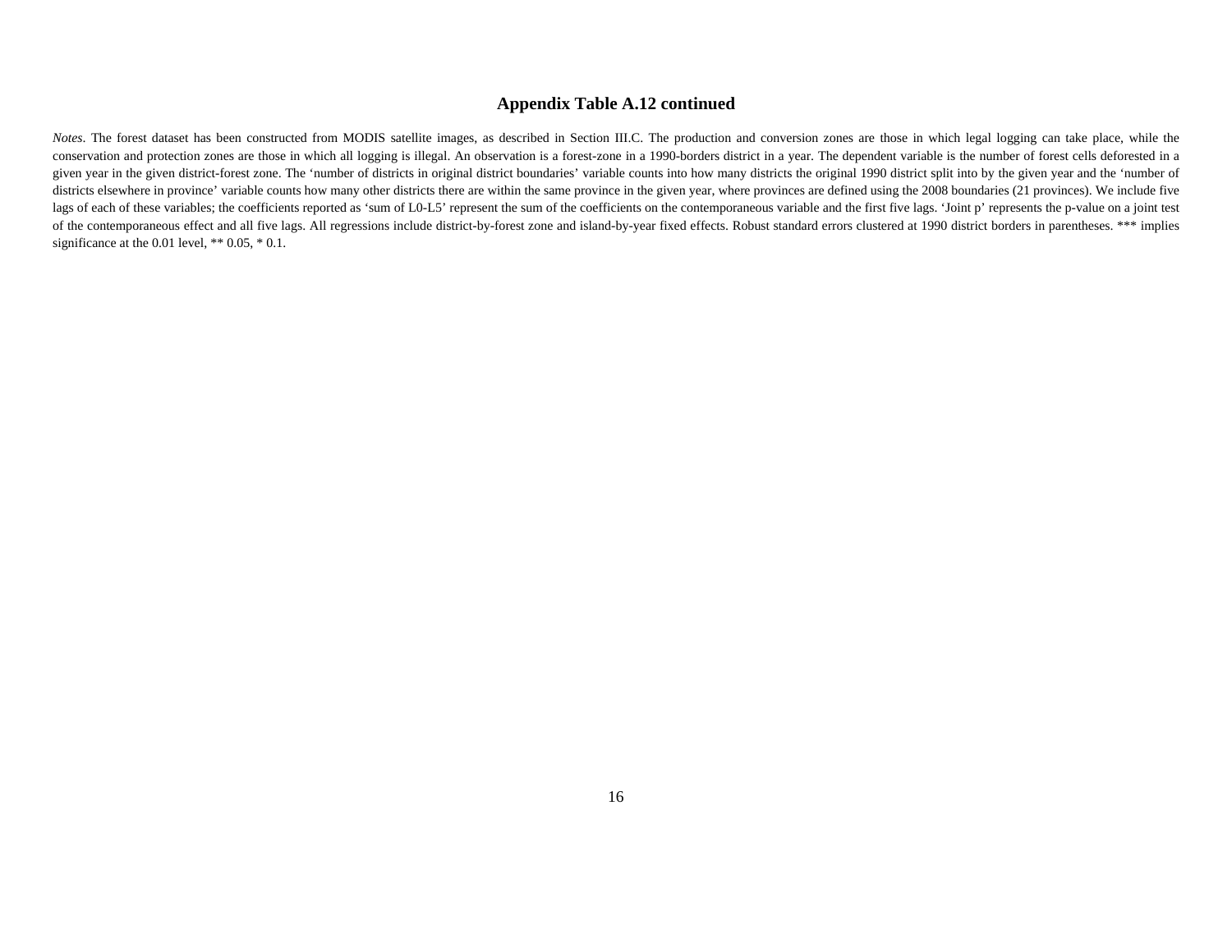### Appendix Table A.12 continued

*Notes*. The forest dataset has been constructed from MODIS satellite images, as described in Section III.C. The production and conversion zones are those in which legal logging can take place, while the conservation and protection zones are those in which all logging is illegal. An observation is a forest-zone in a 1990-borders district in a year. The dependent variable is the number of forest cells deforested in a given year in the given district-forest zone. The 'number of districts in original district boundaries' variable counts into how many districts the original 1990 district split into by the given year and the 'number of districts elsewhere in province' variable counts how many other districts there are within the same province in the given year, where provinces are defined using the 2008 boundaries (21 provinces). We include five lags of each of these variables; the coefficients reported as 'sum of L0-L5' represent the sum of the coefficients on the contemporaneous variable and the first five lags. 'Joint p' represents the p-value on a joint test of the contemporaneous effect and all five lags. All regressions include district-by-forest zone and island-by-year fixed effects. Robust standard errors clustered at 1990 district borders in parentheses. *** implies significance at the 0.01 level, ** 0.05, * 0.1.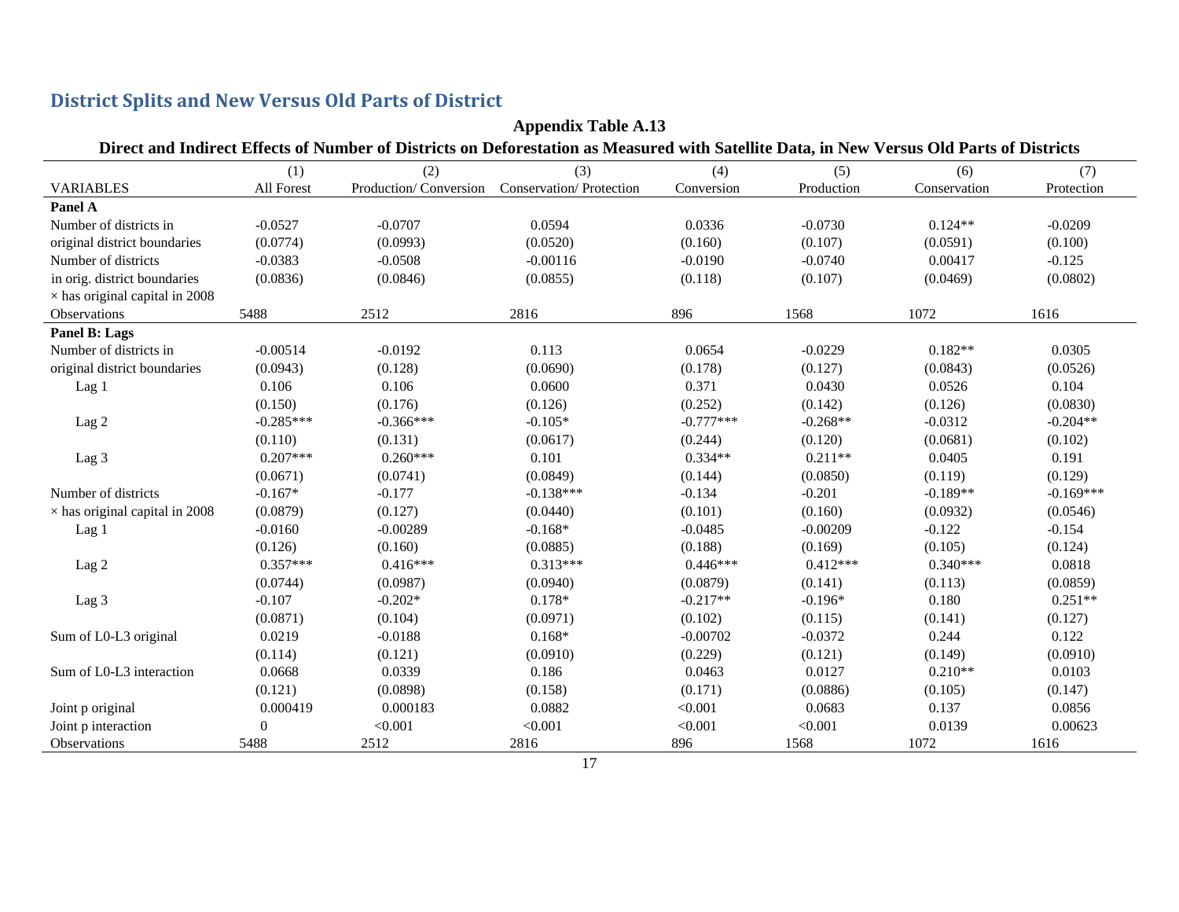## District Splits and New Versus Old Parts of District

**Appendix Table A.13**

**Direct and Indirect Effects of Number of Districts on Deforestation as Measured with Satellite Data, in New Versus Old Parts of Districts**

| | (1) | (2) | (3) | (4) | (5) | (6) | (7) |
|---|---|---|---|---|---|---|---|
| VARIABLES | All Forest | Production/ Conversion | Conservation/ Protection | Conversion | Production | Conservation | Protection |
| **Panel A** | | | | | | | |
| Number of districts in | -0.0527 | -0.0707 | 0.0594 | 0.0336 | -0.0730 | 0.124** | -0.0209 |
| original district boundaries | (0.0774) | (0.0993) | (0.0520) | (0.160) | (0.107) | (0.0591) | (0.100) |
| Number of districts | -0.0383 | -0.0508 | -0.00116 | -0.0190 | -0.0740 | 0.00417 | -0.125 |
| in orig. district boundaries | (0.0836) | (0.0846) | (0.0855) | (0.118) | (0.107) | (0.0469) | (0.0802) |
| × has original capital in 2008 | | | | | | | |
| Observations | 5488 | 2512 | 2816 | 896 | 1568 | 1072 | 1616 |
| **Panel B: Lags** | | | | | | | |
| Number of districts in | -0.00514 | -0.0192 | 0.113 | 0.0654 | -0.0229 | 0.182** | 0.0305 |
| original district boundaries | (0.0943) | (0.128) | (0.0690) | (0.178) | (0.127) | (0.0843) | (0.0526) |
| Lag 1 | 0.106 | 0.106 | 0.0600 | 0.371 | 0.0430 | 0.0526 | 0.104 |
| | (0.150) | (0.176) | (0.126) | (0.252) | (0.142) | (0.126) | (0.0830) |
| Lag 2 | -0.285*** | -0.366*** | -0.105* | -0.777*** | -0.268** | -0.0312 | -0.204** |
| | (0.110) | (0.131) | (0.0617) | (0.244) | (0.120) | (0.0681) | (0.102) |
| Lag 3 | 0.207*** | 0.260*** | 0.101 | 0.334** | 0.211** | 0.0405 | 0.191 |
| | (0.0671) | (0.0741) | (0.0849) | (0.144) | (0.0850) | (0.119) | (0.129) |
| Number of districts | -0.167* | -0.177 | -0.138*** | -0.134 | -0.201 | -0.189** | -0.169*** |
| × has original capital in 2008 | (0.0879) | (0.127) | (0.0440) | (0.101) | (0.160) | (0.0932) | (0.0546) |
| Lag 1 | -0.0160 | -0.00289 | -0.168* | -0.0485 | -0.00209 | -0.122 | -0.154 |
| | (0.126) | (0.160) | (0.0885) | (0.188) | (0.169) | (0.105) | (0.124) |
| Lag 2 | 0.357*** | 0.416*** | 0.313*** | 0.446*** | 0.412*** | 0.340*** | 0.0818 |
| | (0.0744) | (0.0987) | (0.0940) | (0.0879) | (0.141) | (0.113) | (0.0859) |
| Lag 3 | -0.107 | -0.202* | 0.178* | -0.217** | -0.196* | 0.180 | 0.251** |
| | (0.0871) | (0.104) | (0.0971) | (0.102) | (0.115) | (0.141) | (0.127) |
| Sum of L0-L3 original | 0.0219 | -0.0188 | 0.168* | -0.00702 | -0.0372 | 0.244 | 0.122 |
| | (0.114) | (0.121) | (0.0910) | (0.229) | (0.121) | (0.149) | (0.0910) |
| Sum of L0-L3 interaction | 0.0668 | 0.0339 | 0.186 | 0.0463 | 0.0127 | 0.210** | 0.0103 |
| | (0.121) | (0.0898) | (0.158) | (0.171) | (0.0886) | (0.105) | (0.147) |
| Joint p original | 0.000419 | 0.000183 | 0.0882 | <0.001 | 0.0683 | 0.137 | 0.0856 |
| Joint p interaction | 0 | <0.001 | <0.001 | <0.001 | <0.001 | 0.0139 | 0.00623 |
| Observations | 5488 | 2512 | 2816 | 896 | 1568 | 1072 | 1616 |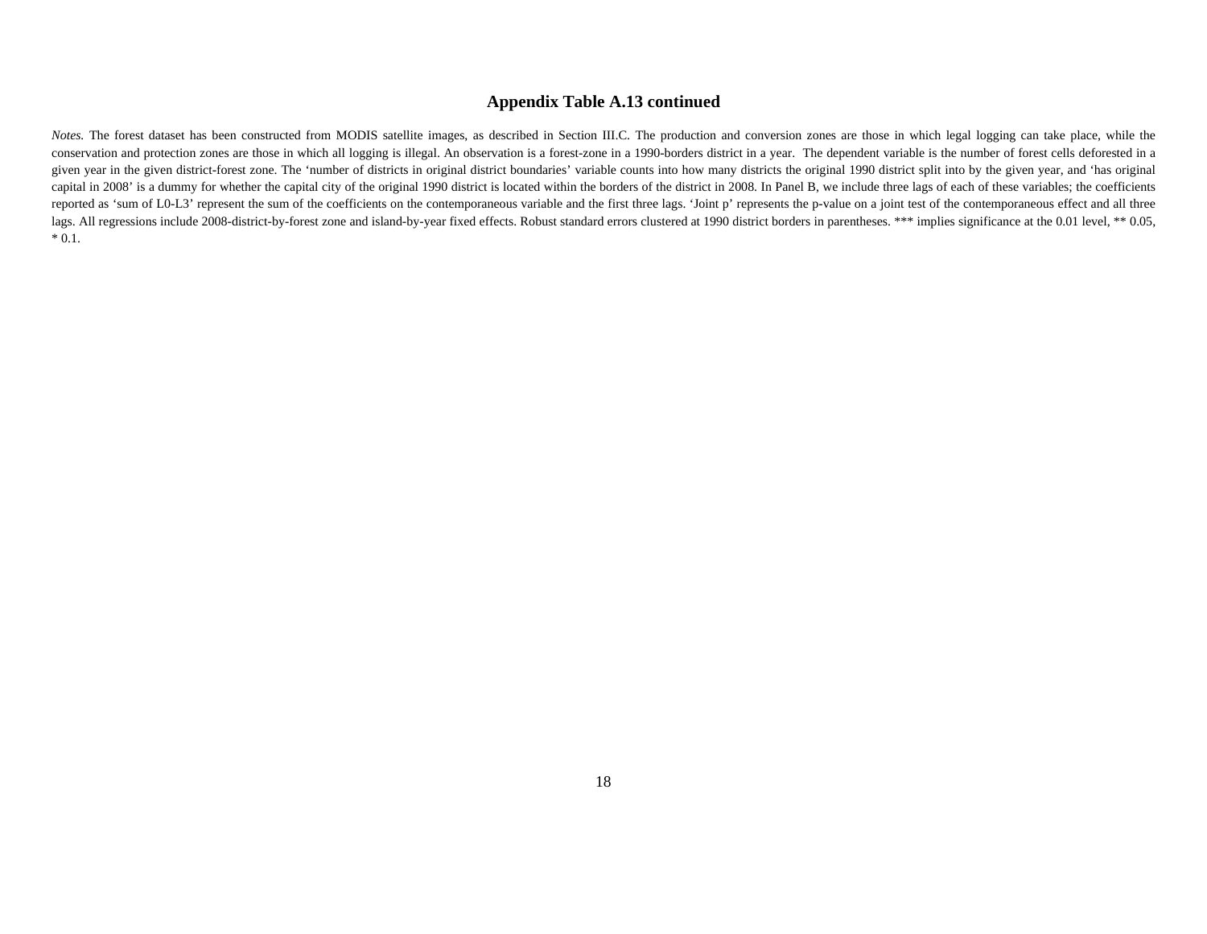### Appendix Table A.13 continued

*Notes.* The forest dataset has been constructed from MODIS satellite images, as described in Section III.C. The production and conversion zones are those in which legal logging can take place, while the conservation and protection zones are those in which all logging is illegal. An observation is a forest-zone in a 1990-borders district in a year. The dependent variable is the number of forest cells deforested in a given year in the given district-forest zone. The 'number of districts in original district boundaries' variable counts into how many districts the original 1990 district split into by the given year, and 'has original capital in 2008' is a dummy for whether the capital city of the original 1990 district is located within the borders of the district in 2008. In Panel B, we include three lags of each of these variables; the coefficients reported as 'sum of L0-L3' represent the sum of the coefficients on the contemporaneous variable and the first three lags. 'Joint p' represents the p-value on a joint test of the contemporaneous effect and all three lags. All regressions include 2008-district-by-forest zone and island-by-year fixed effects. Robust standard errors clustered at 1990 district borders in parentheses. *** implies significance at the 0.01 level, ** 0.05, * 0.1.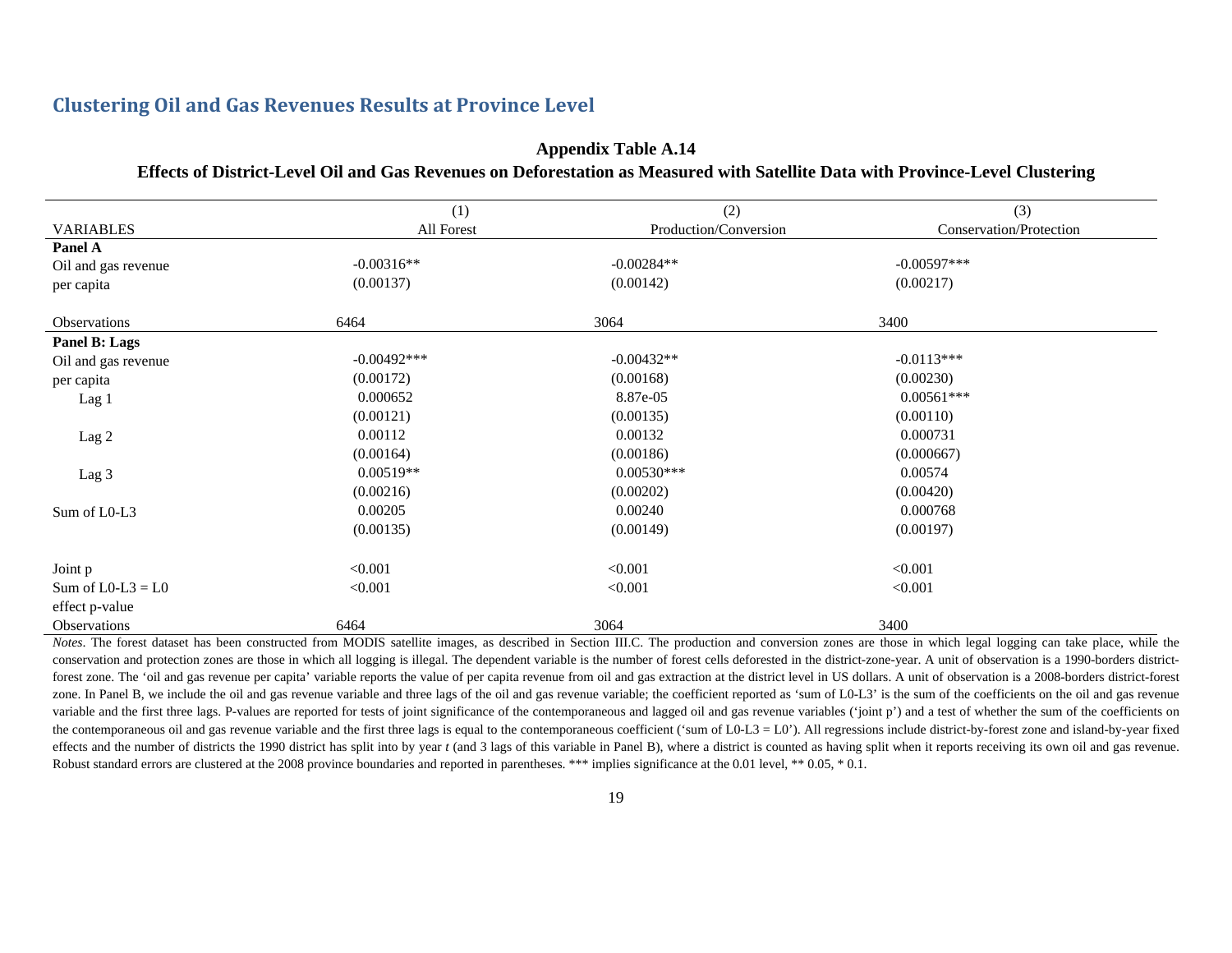## Clustering Oil and Gas Revenues Results at Province Level

**Appendix Table A.14**

**Effects of District-Level Oil and Gas Revenues on Deforestation as Measured with Satellite Data with Province-Level Clustering**

| VARIABLES | (1)<br>All Forest | (2)<br>Production/Conversion | (3)<br>Conservation/Protection |
|---|---|---|---|
| **Panel A** | | | |
| Oil and gas revenue per capita | -0.00316** | -0.00284** | -0.00597*** |
| | (0.00137) | (0.00142) | (0.00217) |
| Observations | 6464 | 3064 | 3400 |
| **Panel B: Lags** | | | |
| Oil and gas revenue per capita | -0.00492*** | -0.00432** | -0.0113*** |
| | (0.00172) | (0.00168) | (0.00230) |
| Lag 1 | 0.000652 | 8.87e-05 | 0.00561*** |
| | (0.00121) | (0.00135) | (0.00110) |
| Lag 2 | 0.00112 | 0.00132 | 0.000731 |
| | (0.00164) | (0.00186) | (0.000667) |
| Lag 3 | 0.00519** | 0.00530*** | 0.00574 |
| | (0.00216) | (0.00202) | (0.00420) |
| Sum of L0-L3 | 0.00205 | 0.00240 | 0.000768 |
| | (0.00135) | (0.00149) | (0.00197) |
| Joint p | <0.001 | <0.001 | <0.001 |
| Sum of L0-L3 = L0 effect p-value | <0.001 | <0.001 | <0.001 |
| Observations | 6464 | 3064 | 3400 |

*Notes*. The forest dataset has been constructed from MODIS satellite images, as described in Section III.C. The production and conversion zones are those in which legal logging can take place, while the conservation and protection zones are those in which all logging is illegal. The dependent variable is the number of forest cells deforested in the district-zone-year. A unit of observation is a 1990-borders district-forest zone. The 'oil and gas revenue per capita' variable reports the value of per capita revenue from oil and gas extraction at the district level in US dollars. A unit of observation is a 2008-borders district-forest zone. In Panel B, we include the oil and gas revenue variable and three lags of the oil and gas revenue variable; the coefficient reported as 'sum of L0-L3' is the sum of the coefficients on the oil and gas revenue variable and the first three lags. P-values are reported for tests of joint significance of the contemporaneous and lagged oil and gas revenue variables ('joint p') and a test of whether the sum of the coefficients on the contemporaneous oil and gas revenue variable and the first three lags is equal to the contemporaneous coefficient ('sum of L0-L3 = L0'). All regressions include district-by-forest zone and island-by-year fixed effects and the number of districts the 1990 district has split into by year *t* (and 3 lags of this variable in Panel B), where a district is counted as having split when it reports receiving its own oil and gas revenue. Robust standard errors are clustered at the 2008 province boundaries and reported in parentheses. *** implies significance at the 0.01 level, ** 0.05, * 0.1.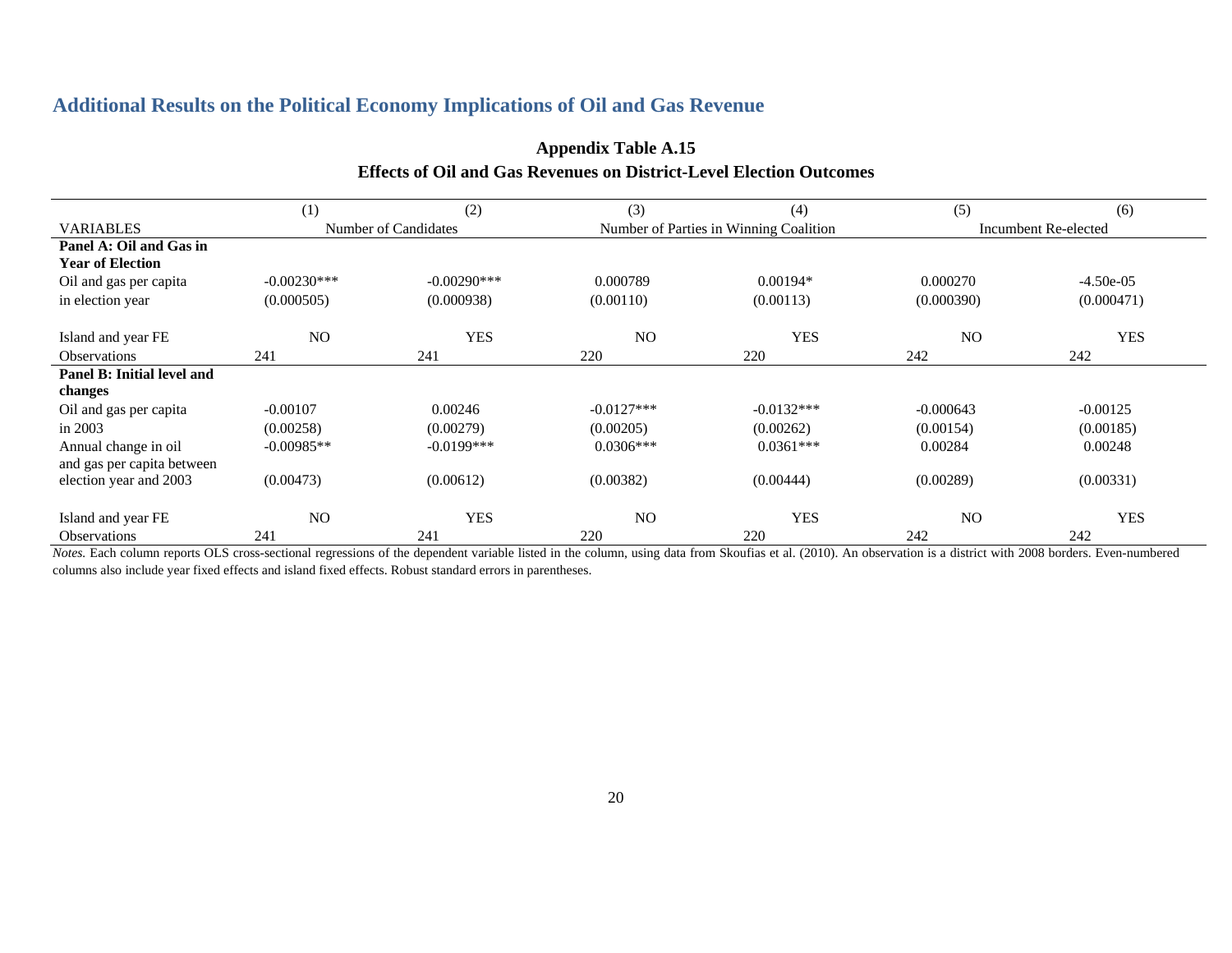## Additional Results on the Political Economy Implications of Oil and Gas Revenue

**Appendix Table A.15**

**Effects of Oil and Gas Revenues on District-Level Election Outcomes**

| | (1) | (2) | (3) | (4) | (5) | (6) |
|---|---|---|---|---|---|---|
| VARIABLES | Number of Candidates | | Number of Parties in Winning Coalition | | Incumbent Re-elected | |
| **Panel A: Oil and Gas in Year of Election** | | | | | | |
| Oil and gas per capita | -0.00230*** | -0.00290*** | 0.000789 | 0.00194* | 0.000270 | -4.50e-05 |
| in election year | (0.000505) | (0.000938) | (0.00110) | (0.00113) | (0.000390) | (0.000471) |
| Island and year FE | NO | YES | NO | YES | NO | YES |
| Observations | 241 | 241 | 220 | 220 | 242 | 242 |
| **Panel B: Initial level and changes** | | | | | | |
| Oil and gas per capita | -0.00107 | 0.00246 | -0.0127*** | -0.0132*** | -0.000643 | -0.00125 |
| in 2003 | (0.00258) | (0.00279) | (0.00205) | (0.00262) | (0.00154) | (0.00185) |
| Annual change in oil and gas per capita between | -0.00985** | -0.0199*** | 0.0306*** | 0.0361*** | 0.00284 | 0.00248 |
| election year and 2003 | (0.00473) | (0.00612) | (0.00382) | (0.00444) | (0.00289) | (0.00331) |
| Island and year FE | NO | YES | NO | YES | NO | YES |
| Observations | 241 | 241 | 220 | 220 | 242 | 242 |

*Notes.* Each column reports OLS cross-sectional regressions of the dependent variable listed in the column, using data from Skoufias et al. (2010). An observation is a district with 2008 borders. Even-numbered columns also include year fixed effects and island fixed effects. Robust standard errors in parentheses.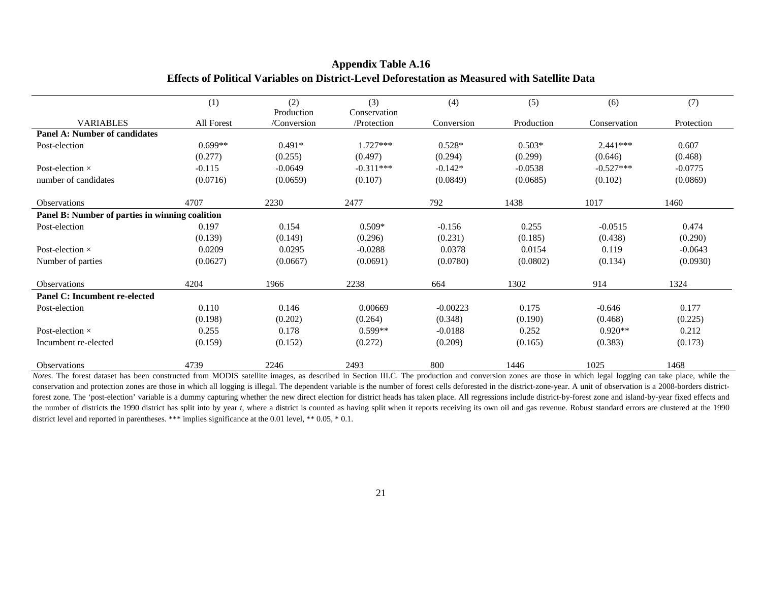**Appendix Table A.16**
**Effects of Political Variables on District-Level Deforestation as Measured with Satellite Data**

| | (1) | (2) | (3) | (4) | (5) | (6) | (7) |
|---|---|---|---|---|---|---|---|
| VARIABLES | All Forest | Production /Conversion | Conservation /Protection | Conversion | Production | Conservation | Protection |
| **Panel A: Number of candidates** | | | | | | | |
| Post-election | 0.699** | 0.491* | 1.727*** | 0.528* | 0.503* | 2.441*** | 0.607 |
| | (0.277) | (0.255) | (0.497) | (0.294) | (0.299) | (0.646) | (0.468) |
| Post-election × | -0.115 | -0.0649 | -0.311*** | -0.142* | -0.0538 | -0.527*** | -0.0775 |
| number of candidates | (0.0716) | (0.0659) | (0.107) | (0.0849) | (0.0685) | (0.102) | (0.0869) |
| Observations | 4707 | 2230 | 2477 | 792 | 1438 | 1017 | 1460 |
| **Panel B: Number of parties in winning coalition** | | | | | | | |
| Post-election | 0.197 | 0.154 | 0.509* | -0.156 | 0.255 | -0.0515 | 0.474 |
| | (0.139) | (0.149) | (0.296) | (0.231) | (0.185) | (0.438) | (0.290) |
| Post-election × | 0.0209 | 0.0295 | -0.0288 | 0.0378 | 0.0154 | 0.119 | -0.0643 |
| Number of parties | (0.0627) | (0.0667) | (0.0691) | (0.0780) | (0.0802) | (0.134) | (0.0930) |
| Observations | 4204 | 1966 | 2238 | 664 | 1302 | 914 | 1324 |
| **Panel C: Incumbent re-elected** | | | | | | | |
| Post-election | 0.110 | 0.146 | 0.00669 | -0.00223 | 0.175 | -0.646 | 0.177 |
| | (0.198) | (0.202) | (0.264) | (0.348) | (0.190) | (0.468) | (0.225) |
| Post-election × | 0.255 | 0.178 | 0.599** | -0.0188 | 0.252 | 0.920** | 0.212 |
| Incumbent re-elected | (0.159) | (0.152) | (0.272) | (0.209) | (0.165) | (0.383) | (0.173) |
| Observations | 4739 | 2246 | 2493 | 800 | 1446 | 1025 | 1468 |

*Notes*. The forest dataset has been constructed from MODIS satellite images, as described in Section III.C. The production and conversion zones are those in which legal logging can take place, while the conservation and protection zones are those in which all logging is illegal. The dependent variable is the number of forest cells deforested in the district-zone-year. A unit of observation is a 2008-borders district-forest zone. The 'post-election' variable is a dummy capturing whether the new direct election for district heads has taken place. All regressions include district-by-forest zone and island-by-year fixed effects and the number of districts the 1990 district has split into by year *t*, where a district is counted as having split when it reports receiving its own oil and gas revenue. Robust standard errors are clustered at the 1990 district level and reported in parentheses. *** implies significance at the 0.01 level, ** 0.05, * 0.1.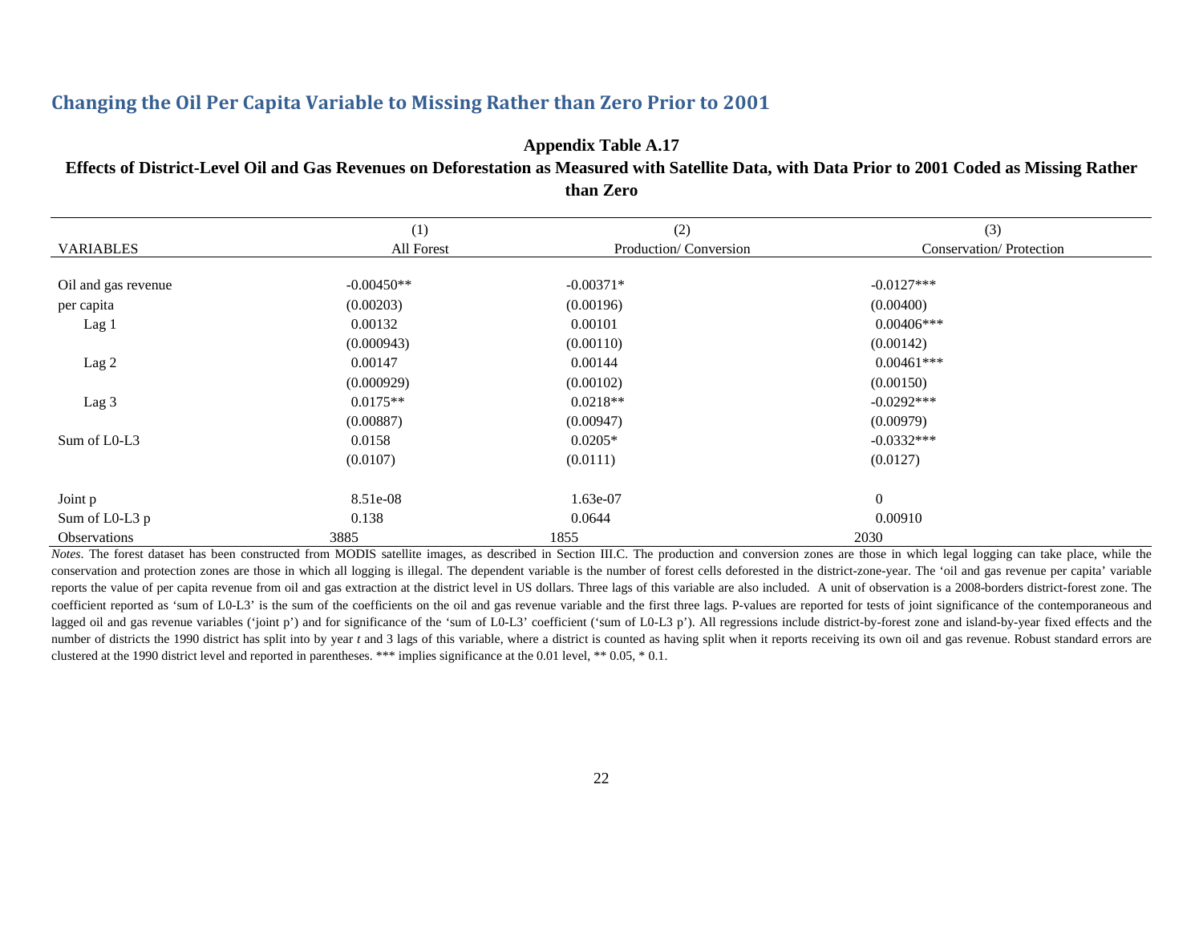## Changing the Oil Per Capita Variable to Missing Rather than Zero Prior to 2001

**Appendix Table A.17**

**Effects of District-Level Oil and Gas Revenues on Deforestation as Measured with Satellite Data, with Data Prior to 2001 Coded as Missing Rather than Zero**

| | (1) | (2) | (3) |
|---|---|---|---|
| VARIABLES | All Forest | Production/ Conversion | Conservation/ Protection |
| Oil and gas revenue | -0.00450** | -0.00371* | -0.0127*** |
| per capita | (0.00203) | (0.00196) | (0.00400) |
| Lag 1 | 0.00132 | 0.00101 | 0.00406*** |
| | (0.000943) | (0.00110) | (0.00142) |
| Lag 2 | 0.00147 | 0.00144 | 0.00461*** |
| | (0.000929) | (0.00102) | (0.00150) |
| Lag 3 | 0.0175** | 0.0218** | -0.0292*** |
| | (0.00887) | (0.00947) | (0.00979) |
| Sum of L0-L3 | 0.0158 | 0.0205* | -0.0332*** |
| | (0.0107) | (0.0111) | (0.0127) |
| Joint p | 8.51e-08 | 1.63e-07 | 0 |
| Sum of L0-L3 p | 0.138 | 0.0644 | 0.00910 |
| Observations | 3885 | 1855 | 2030 |

*Notes*. The forest dataset has been constructed from MODIS satellite images, as described in Section III.C. The production and conversion zones are those in which legal logging can take place, while the conservation and protection zones are those in which all logging is illegal. The dependent variable is the number of forest cells deforested in the district-zone-year. The 'oil and gas revenue per capita' variable reports the value of per capita revenue from oil and gas extraction at the district level in US dollars. Three lags of this variable are also included. A unit of observation is a 2008-borders district-forest zone. The coefficient reported as 'sum of L0-L3' is the sum of the coefficients on the oil and gas revenue variable and the first three lags. P-values are reported for tests of joint significance of the contemporaneous and lagged oil and gas revenue variables ('joint p') and for significance of the 'sum of L0-L3' coefficient ('sum of L0-L3 p'). All regressions include district-by-forest zone and island-by-year fixed effects and the number of districts the 1990 district has split into by year *t* and 3 lags of this variable, where a district is counted as having split when it reports receiving its own oil and gas revenue. Robust standard errors are clustered at the 1990 district level and reported in parentheses. *** implies significance at the 0.01 level, ** 0.05, * 0.1.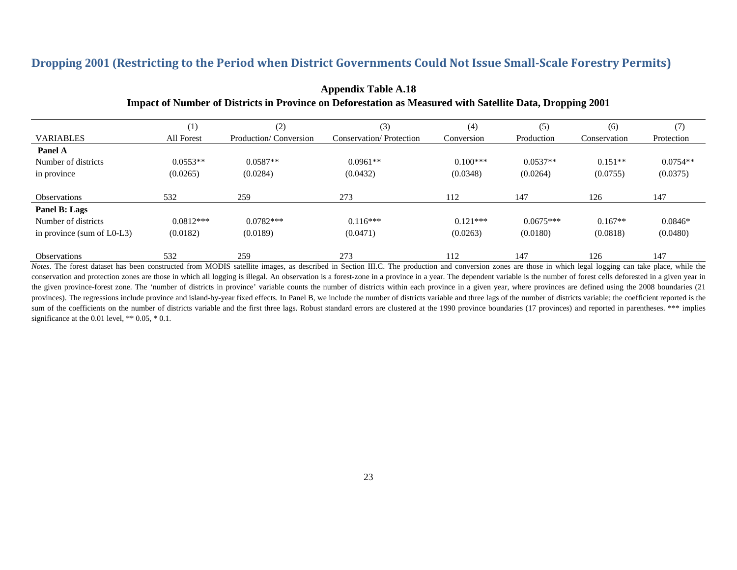## Dropping 2001 (Restricting to the Period when District Governments Could Not Issue Small-Scale Forestry Permits)

**Appendix Table A.18**

**Impact of Number of Districts in Province on Deforestation as Measured with Satellite Data, Dropping 2001**

| VARIABLES | (1) All Forest | (2) Production/ Conversion | (3) Conservation/ Protection | (4) Conversion | (5) Production | (6) Conservation | (7) Protection |
|---|---|---|---|---|---|---|---|
| **Panel A** | | | | | | | |
| Number of districts | 0.0553** | 0.0587** | 0.0961** | 0.100*** | 0.0537** | 0.151** | 0.0754** |
| in province | (0.0265) | (0.0284) | (0.0432) | (0.0348) | (0.0264) | (0.0755) | (0.0375) |
| Observations | 532 | 259 | 273 | 112 | 147 | 126 | 147 |
| **Panel B: Lags** | | | | | | | |
| Number of districts | 0.0812*** | 0.0782*** | 0.116*** | 0.121*** | 0.0675*** | 0.167** | 0.0846* |
| in province (sum of L0-L3) | (0.0182) | (0.0189) | (0.0471) | (0.0263) | (0.0180) | (0.0818) | (0.0480) |
| Observations | 532 | 259 | 273 | 112 | 147 | 126 | 147 |

*Notes*. The forest dataset has been constructed from MODIS satellite images, as described in Section III.C. The production and conversion zones are those in which legal logging can take place, while the conservation and protection zones are those in which all logging is illegal. An observation is a forest-zone in a province in a year. The dependent variable is the number of forest cells deforested in a given year in the given province-forest zone. The 'number of districts in province' variable counts the number of districts within each province in a given year, where provinces are defined using the 2008 boundaries (21 provinces). The regressions include province and island-by-year fixed effects. In Panel B, we include the number of districts variable and three lags of the number of districts variable; the coefficient reported is the sum of the coefficients on the number of districts variable and the first three lags. Robust standard errors are clustered at the 1990 province boundaries (17 provinces) and reported in parentheses. *** implies significance at the 0.01 level, ** 0.05, * 0.1.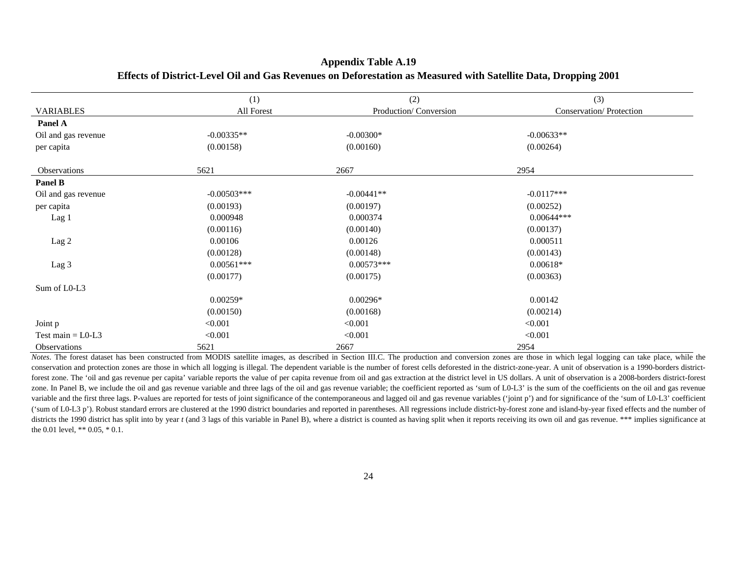**Appendix Table A.19**

**Effects of District-Level Oil and Gas Revenues on Deforestation as Measured with Satellite Data, Dropping 2001**

| | (1) | (2) | (3) |
|---|---|---|---|
| VARIABLES | All Forest | Production/ Conversion | Conservation/ Protection |
| **Panel A** | | | |
| Oil and gas revenue | -0.00335** | -0.00300* | -0.00633** |
| per capita | (0.00158) | (0.00160) | (0.00264) |
| Observations | 5621 | 2667 | 2954 |
| **Panel B** | | | |
| Oil and gas revenue | -0.00503*** | -0.00441** | -0.0117*** |
| per capita | (0.00193) | (0.00197) | (0.00252) |
| Lag 1 | 0.000948 | 0.000374 | 0.00644*** |
| | (0.00116) | (0.00140) | (0.00137) |
| Lag 2 | 0.00106 | 0.00126 | 0.000511 |
| | (0.00128) | (0.00148) | (0.00143) |
| Lag 3 | 0.00561*** | 0.00573*** | 0.00618* |
| | (0.00177) | (0.00175) | (0.00363) |
| Sum of L0-L3 | | | |
| | 0.00259* | 0.00296* | 0.00142 |
| | (0.00150) | (0.00168) | (0.00214) |
| Joint p | <0.001 | <0.001 | <0.001 |
| Test main = L0-L3 | <0.001 | <0.001 | <0.001 |
| Observations | 5621 | 2667 | 2954 |

*Notes*. The forest dataset has been constructed from MODIS satellite images, as described in Section III.C. The production and conversion zones are those in which legal logging can take place, while the conservation and protection zones are those in which all logging is illegal. The dependent variable is the number of forest cells deforested in the district-zone-year. A unit of observation is a 1990-borders district-forest zone. The 'oil and gas revenue per capita' variable reports the value of per capita revenue from oil and gas extraction at the district level in US dollars. A unit of observation is a 2008-borders district-forest zone. In Panel B, we include the oil and gas revenue variable and three lags of the oil and gas revenue variable; the coefficient reported as 'sum of L0-L3' is the sum of the coefficients on the oil and gas revenue variable and the first three lags. P-values are reported for tests of joint significance of the contemporaneous and lagged oil and gas revenue variables ('joint p') and for significance of the 'sum of L0-L3' coefficient ('sum of L0-L3 p'). Robust standard errors are clustered at the 1990 district boundaries and reported in parentheses. All regressions include district-by-forest zone and island-by-year fixed effects and the number of districts the 1990 district has split into by year *t* (and 3 lags of this variable in Panel B), where a district is counted as having split when it reports receiving its own oil and gas revenue. *** implies significance at the 0.01 level, ** 0.05, * 0.1.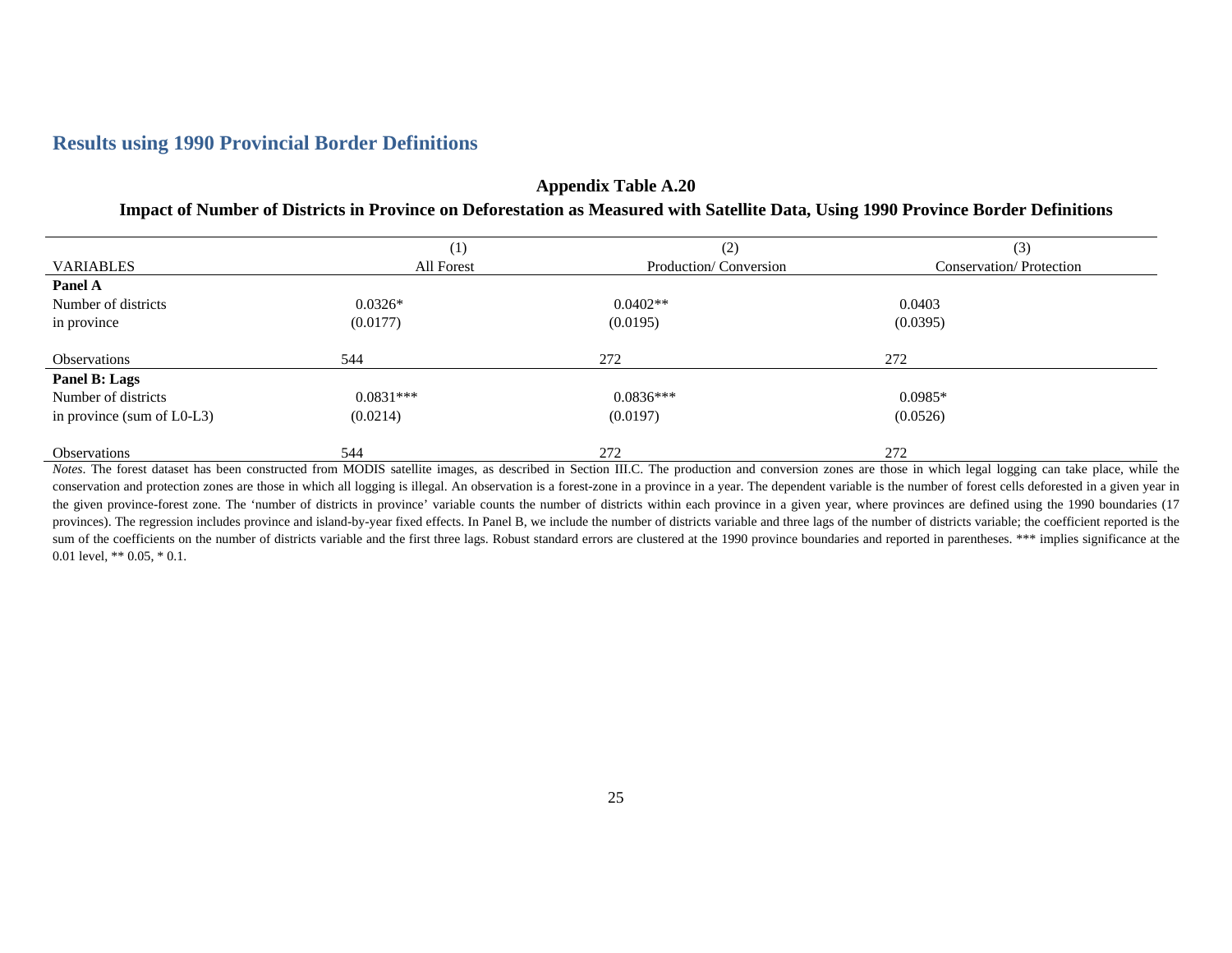## Results using 1990 Provincial Border Definitions

**Appendix Table A.20**

**Impact of Number of Districts in Province on Deforestation as Measured with Satellite Data, Using 1990 Province Border Definitions**

| VARIABLES | (1)<br>All Forest | (2)<br>Production/ Conversion | (3)<br>Conservation/ Protection |
|---|---|---|---|
| **Panel A** | | | |
| Number of districts | 0.0326* | 0.0402** | 0.0403 |
| in province | (0.0177) | (0.0195) | (0.0395) |
| | | | |
| Observations | 544 | 272 | 272 |
| **Panel B: Lags** | | | |
| Number of districts | 0.0831*** | 0.0836*** | 0.0985* |
| in province (sum of L0-L3) | (0.0214) | (0.0197) | (0.0526) |
| | | | |
| Observations | 544 | 272 | 272 |

*Notes*. The forest dataset has been constructed from MODIS satellite images, as described in Section III.C. The production and conversion zones are those in which legal logging can take place, while the conservation and protection zones are those in which all logging is illegal. An observation is a forest-zone in a province in a year. The dependent variable is the number of forest cells deforested in a given year in the given province-forest zone. The 'number of districts in province' variable counts the number of districts within each province in a given year, where provinces are defined using the 1990 boundaries (17 provinces). The regression includes province and island-by-year fixed effects. In Panel B, we include the number of districts variable and three lags of the number of districts variable; the coefficient reported is the sum of the coefficients on the number of districts variable and the first three lags. Robust standard errors are clustered at the 1990 province boundaries and reported in parentheses. *** implies significance at the 0.01 level, ** 0.05, * 0.1.